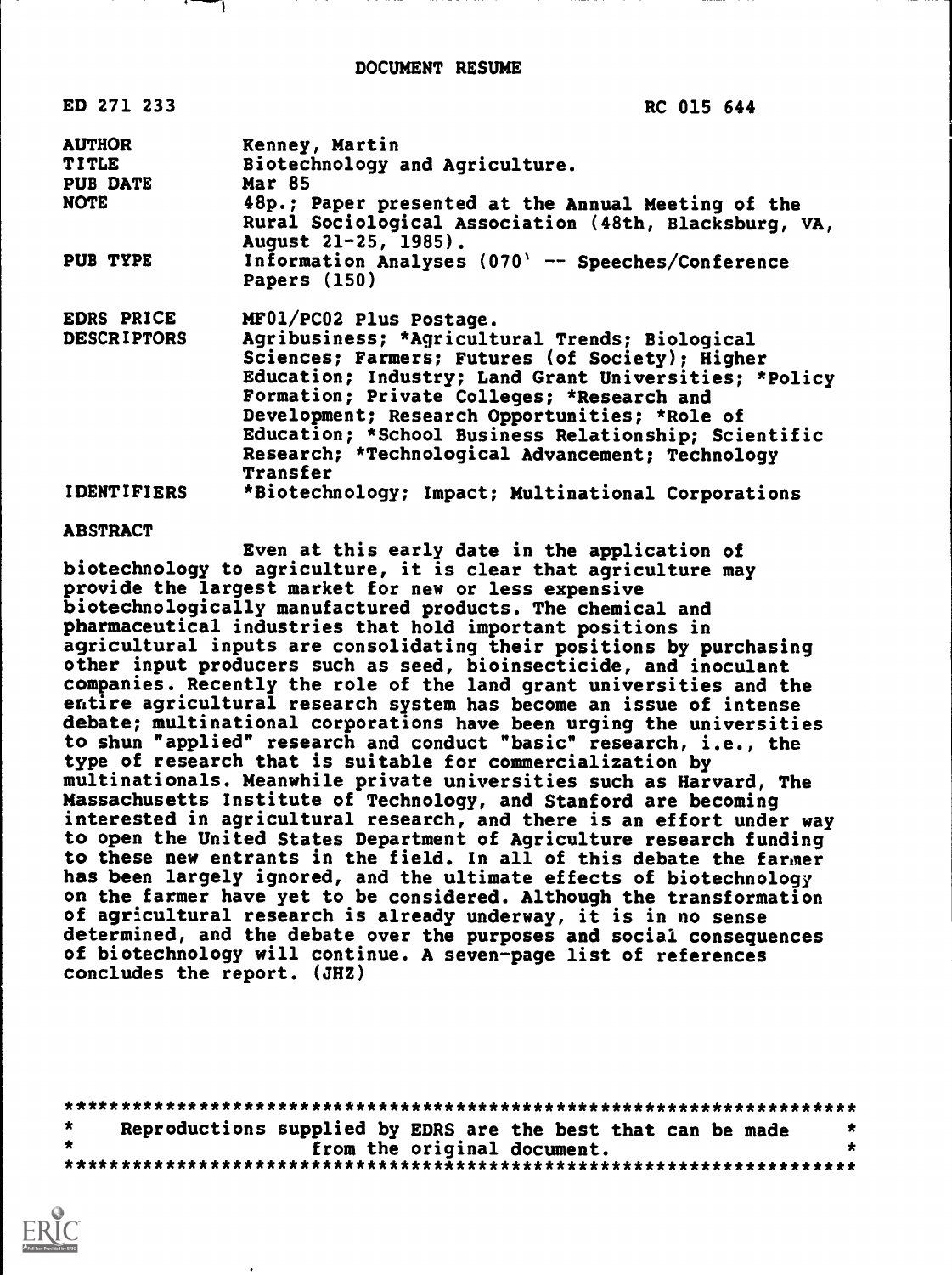# DOCUMENT RESUME

| | |
|---|---|
| ED 271 233 | RC 015 644 |
| AUTHOR | Kenney, Martin |
| TITLE | Biotechnology and Agriculture. |
| PUB DATE | Mar 85 |
| NOTE | 48p.; Paper presented at the Annual Meeting of the Rural Sociological Association (48th, Blacksburg, VA, August 21-25, 1985). |
| PUB TYPE | Information Analyses (070) -- Speeches/Conference Papers (150) |
| EDRS PRICE | MF01/PC02 Plus Postage. |
| DESCRIPTORS | Agribusiness; *Agricultural Trends; Biological Sciences; Farmers; Futures (of Society); Higher Education; Industry; Land Grant Universities; *Policy Formation; Private Colleges; *Research and Development; Research Opportunities; *Role of Education; *School Business Relationship; Scientific Research; *Technological Advancement; Technology Transfer |
| IDENTIFIERS | *Biotechnology; Impact; Multinational Corporations |

**ABSTRACT**

Even at this early date in the application of biotechnology to agriculture, it is clear that agriculture may provide the largest market for new or less expensive biotechnologically manufactured products. The chemical and pharmaceutical industries that hold important positions in agricultural inputs are consolidating their positions by purchasing other input producers such as seed, bioinsecticide, and inoculant companies. Recently the role of the land grant universities and the entire agricultural research system has become an issue of intense debate; multinational corporations have been urging the universities to shun "applied" research and conduct "basic" research, i.e., the type of research that is suitable for commercialization by multinationals. Meanwhile private universities such as Harvard, The Massachusetts Institute of Technology, and Stanford are becoming interested in agricultural research, and there is an effort under way to open the United States Department of Agriculture research funding to these new entrants in the field. In all of this debate the farmer has been largely ignored, and the ultimate effects of biotechnology on the farmer have yet to be considered. Although the transformation of agricultural research is already underway, it is in no sense determined, and the debate over the purposes and social consequences of biotechnology will continue. A seven-page list of references concludes the report. (JHZ)

***********************************************************************
* Reproductions supplied by EDRS are the best that can be made *
* from the original document. *
***********************************************************************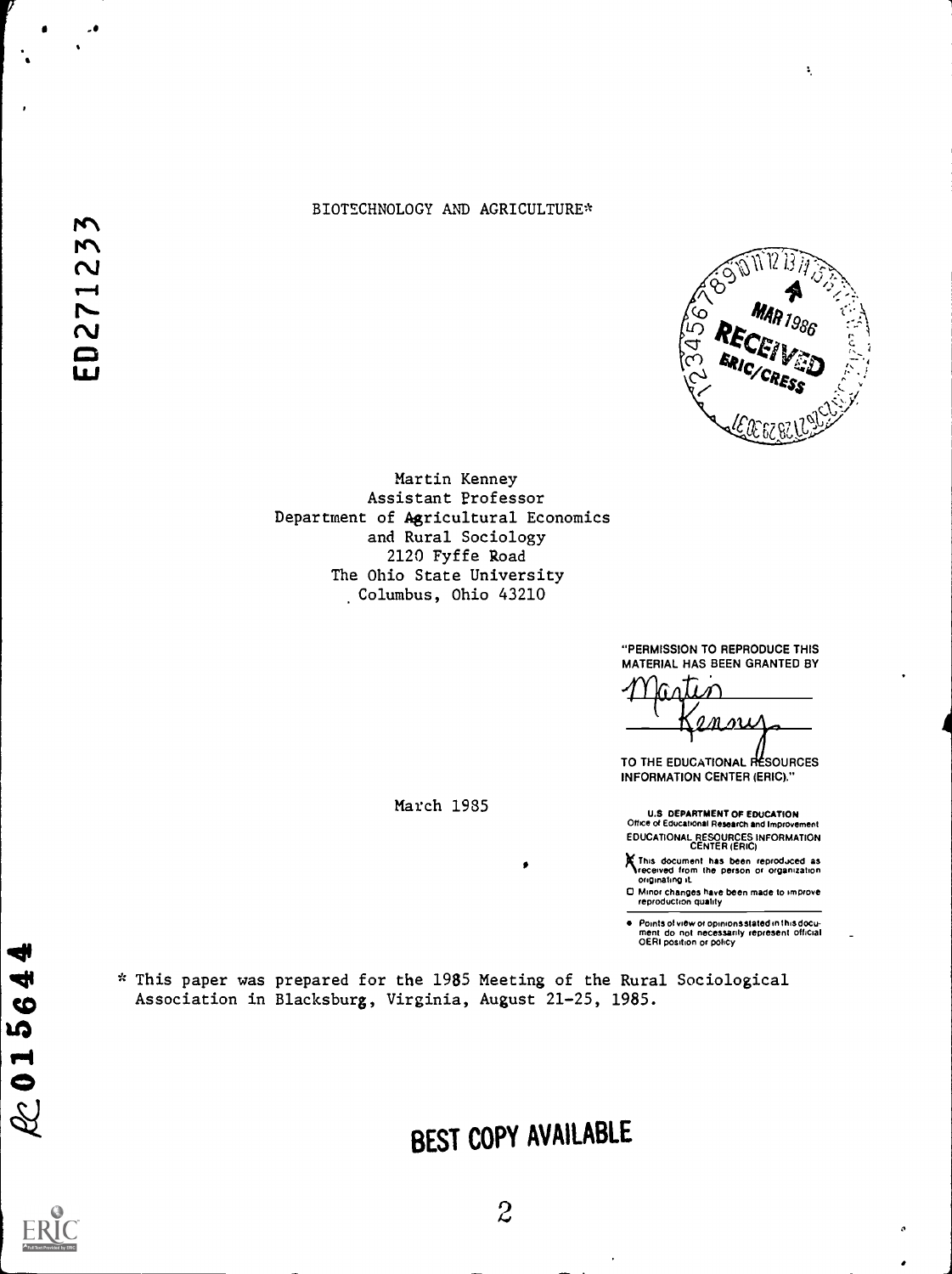ED271233

BIOTECHNOLOGY AND AGRICULTURE*

Martin Kenney
Assistant Professor
Department of Agricultural Economics
and Rural Sociology
2120 Fyffe Road
The Ohio State University
Columbus, Ohio 43210

March 1985

"PERMISSION TO REPRODUCE THIS MATERIAL HAS BEEN GRANTED BY

Martin Kenney

TO THE EDUCATIONAL RESOURCES INFORMATION CENTER (ERIC)."

U.S. DEPARTMENT OF EDUCATION
Office of Educational Research and Improvement
EDUCATIONAL RESOURCES INFORMATION CENTER (ERIC)

- This document has been reproduced as received from the person or organization originating it.
- Minor changes have been made to improve reproduction quality.
- Points of view or opinions stated in this document do not necessarily represent official OERI position or policy.

* This paper was prepared for the 1985 Meeting of the Rural Sociological Association in Blacksburg, Virginia, August 21-25, 1985.

RC015644

BEST COPY AVAILABLE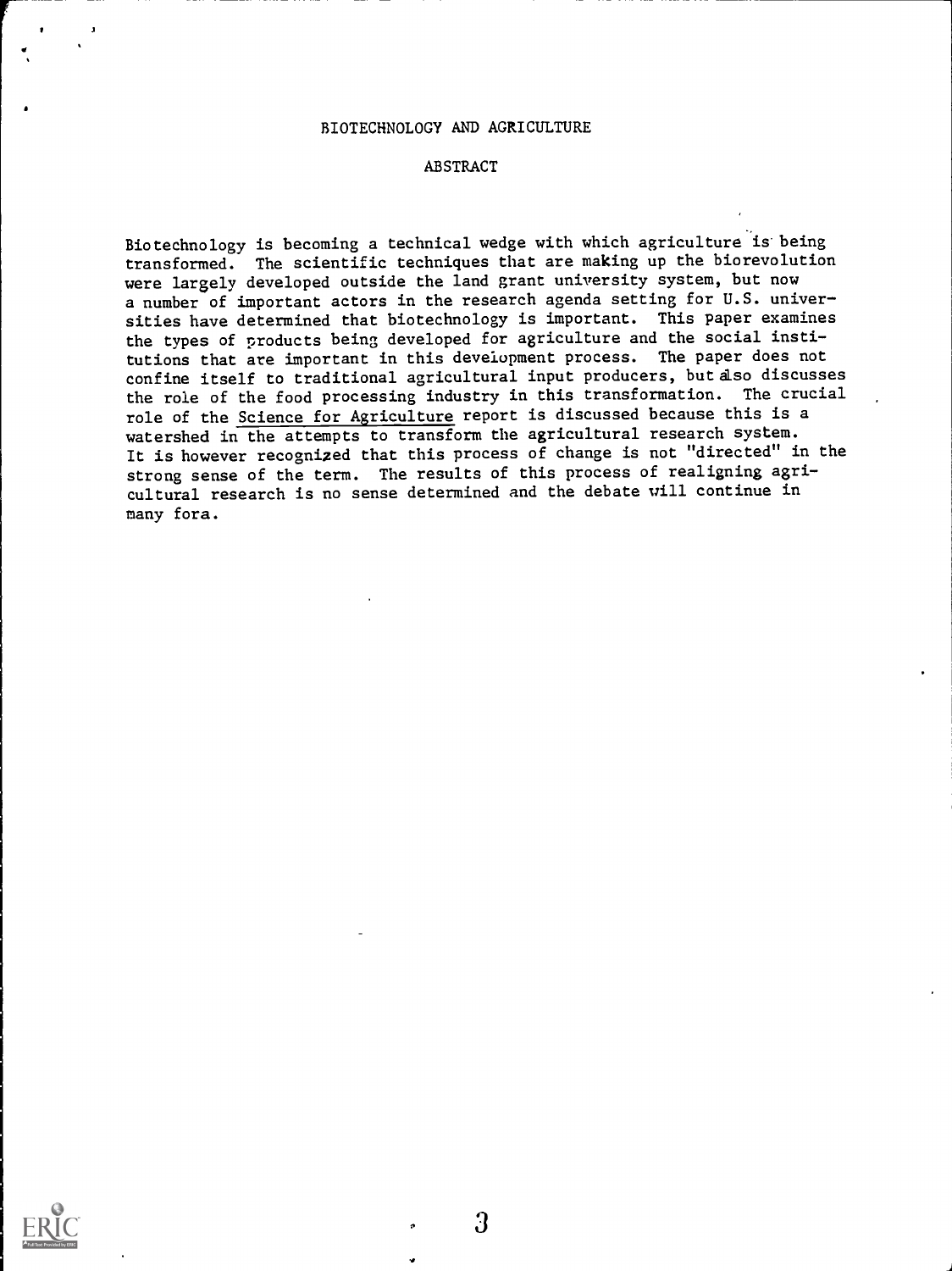# BIOTECHNOLOGY AND AGRICULTURE

## ABSTRACT

Biotechnology is becoming a technical wedge with which agriculture is being transformed. The scientific techniques that are making up the biorevolution were largely developed outside the land grant university system, but now a number of important actors in the research agenda setting for U.S. universities have determined that biotechnology is important. This paper examines the types of products being developed for agriculture and the social institutions that are important in this development process. The paper does not confine itself to traditional agricultural input producers, but also discusses the role of the food processing industry in this transformation. The crucial role of the Science for Agriculture report is discussed because this is a watershed in the attempts to transform the agricultural research system. It is however recognized that this process of change is not "directed" in the strong sense of the term. The results of this process of realigning agricultural research is no sense determined and the debate will continue in many fora.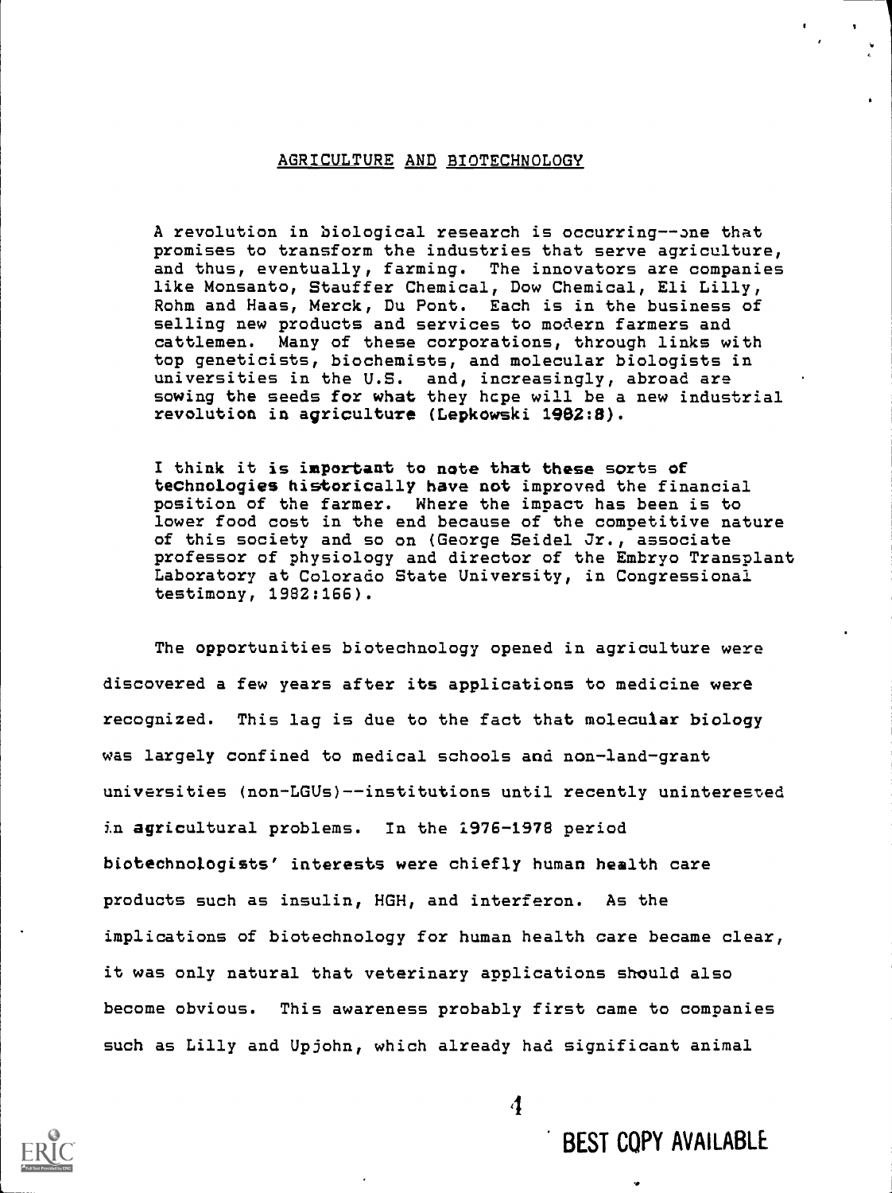## AGRICULTURE AND BIOTECHNOLOGY

> A revolution in biological research is occurring--one that promises to transform the industries that serve agriculture, and thus, eventually, farming. The innovators are companies like Monsanto, Stauffer Chemical, Dow Chemical, Eli Lilly, Rohm and Haas, Merck, Du Pont. Each is in the business of selling new products and services to modern farmers and cattlemen. Many of these corporations, through links with top geneticists, biochemists, and molecular biologists in universities in the U.S. and, increasingly, abroad are sowing the seeds for what they hope will be a new industrial revolution in agriculture (Lepkowski 1982:8).

> I think it is important to note that these sorts of technologies historically have not improved the financial position of the farmer. Where the impact has been is to lower food cost in the end because of the competitive nature of this society and so on (George Seidel Jr., associate professor of physiology and director of the Embryo Transplant Laboratory at Colorado State University, in Congressional testimony, 1982:166).

The opportunities biotechnology opened in agriculture were discovered a few years after its applications to medicine were recognized. This lag is due to the fact that molecular biology was largely confined to medical schools and non-land-grant universities (non-LGUs)--institutions until recently uninterested in agricultural problems. In the 1976-1978 period biotechnologists' interests were chiefly human health care products such as insulin, HGH, and interferon. As the implications of biotechnology for human health care became clear, it was only natural that veterinary applications should also become obvious. This awareness probably first came to companies such as Lilly and Upjohn, which already had significant animal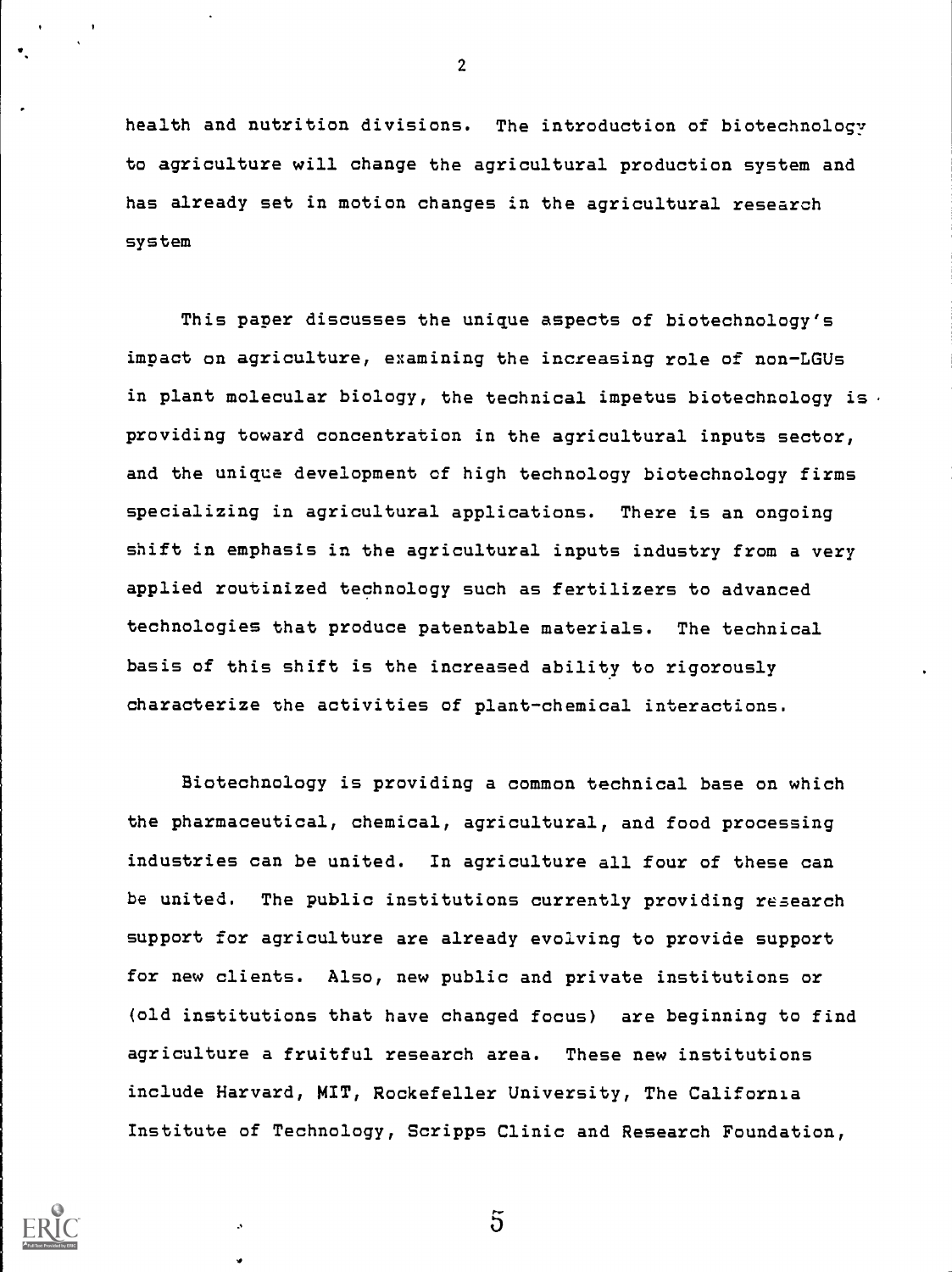health and nutrition divisions. The introduction of biotechnology to agriculture will change the agricultural production system and has already set in motion changes in the agricultural research system

This paper discusses the unique aspects of biotechnology's impact on agriculture, examining the increasing role of non-LGUs in plant molecular biology, the technical impetus biotechnology is providing toward concentration in the agricultural inputs sector, and the unique development of high technology biotechnology firms specializing in agricultural applications. There is an ongoing shift in emphasis in the agricultural inputs industry from a very applied routinized technology such as fertilizers to advanced technologies that produce patentable materials. The technical basis of this shift is the increased ability to rigorously characterize the activities of plant-chemical interactions.

Biotechnology is providing a common technical base on which the pharmaceutical, chemical, agricultural, and food processing industries can be united. In agriculture all four of these can be united. The public institutions currently providing research support for agriculture are already evolving to provide support for new clients. Also, new public and private institutions or (old institutions that have changed focus) are beginning to find agriculture a fruitful research area. These new institutions include Harvard, MIT, Rockefeller University, The California Institute of Technology, Scripps Clinic and Research Foundation,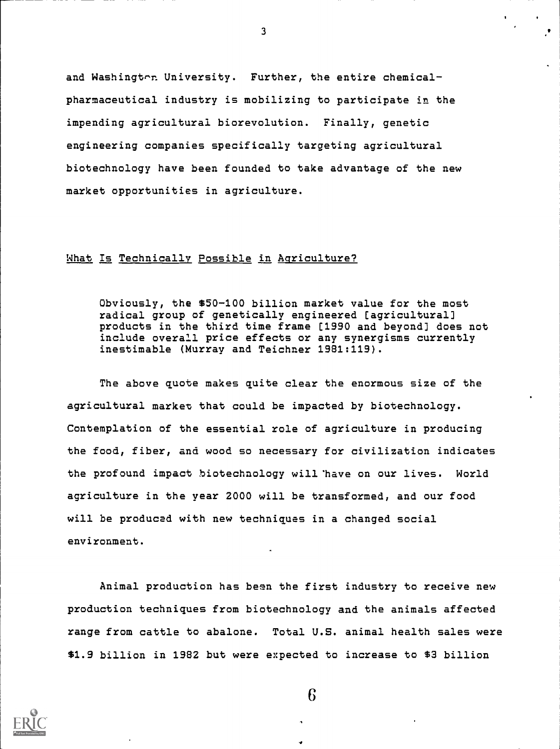and Washington University. Further, the entire chemical-pharmaceutical industry is mobilizing to participate in the impending agricultural biorevolution. Finally, genetic engineering companies specifically targeting agricultural biotechnology have been founded to take advantage of the new market opportunities in agriculture.

## What Is Technically Possible in Agriculture?

> Obviously, the $50-100 billion market value for the most radical group of genetically engineered [agricultural] products in the third time frame [1990 and beyond] does not include overall price effects or any synergisms currently inestimable (Murray and Teichner 1981:119).

The above quote makes quite clear the enormous size of the agricultural market that could be impacted by biotechnology. Contemplation of the essential role of agriculture in producing the food, fiber, and wood so necessary for civilization indicates the profound impact biotechnology will have on our lives. World agriculture in the year 2000 will be transformed, and our food will be produced with new techniques in a changed social environment.

Animal production has been the first industry to receive new production techniques from biotechnology and the animals affected range from cattle to abalone. Total U.S. animal health sales were $1.9 billion in 1982 but were expected to increase to $3 billion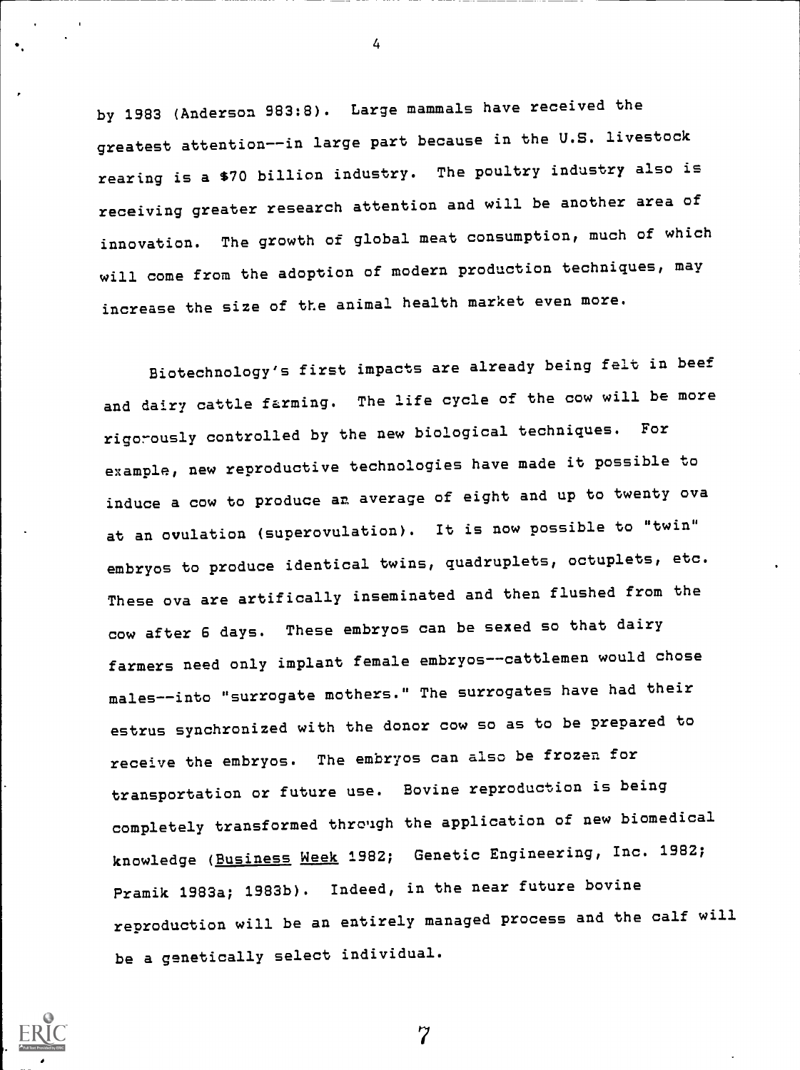by 1983 (Anderson 983:8). Large mammals have received the greatest attention--in large part because in the U.S. livestock rearing is a $70 billion industry. The poultry industry also is receiving greater research attention and will be another area of innovation. The growth of global meat consumption, much of which will come from the adoption of modern production techniques, may increase the size of the animal health market even more.

Biotechnology's first impacts are already being felt in beef and dairy cattle farming. The life cycle of the cow will be more rigorously controlled by the new biological techniques. For example, new reproductive technologies have made it possible to induce a cow to produce an average of eight and up to twenty ova at an ovulation (superovulation). It is now possible to "twin" embryos to produce identical twins, quadruplets, octuplets, etc. These ova are artifically inseminated and then flushed from the cow after 6 days. These embryos can be sexed so that dairy farmers need only implant female embryos--cattlemen would chose males--into "surrogate mothers." The surrogates have had their estrus synchronized with the donor cow so as to be prepared to receive the embryos. The embryos can also be frozen for transportation or future use. Bovine reproduction is being completely transformed through the application of new biomedical knowledge (Business Week 1982; Genetic Engineering, Inc. 1982; Pramik 1983a; 1983b). Indeed, in the near future bovine reproduction will be an entirely managed process and the calf will be a genetically select individual.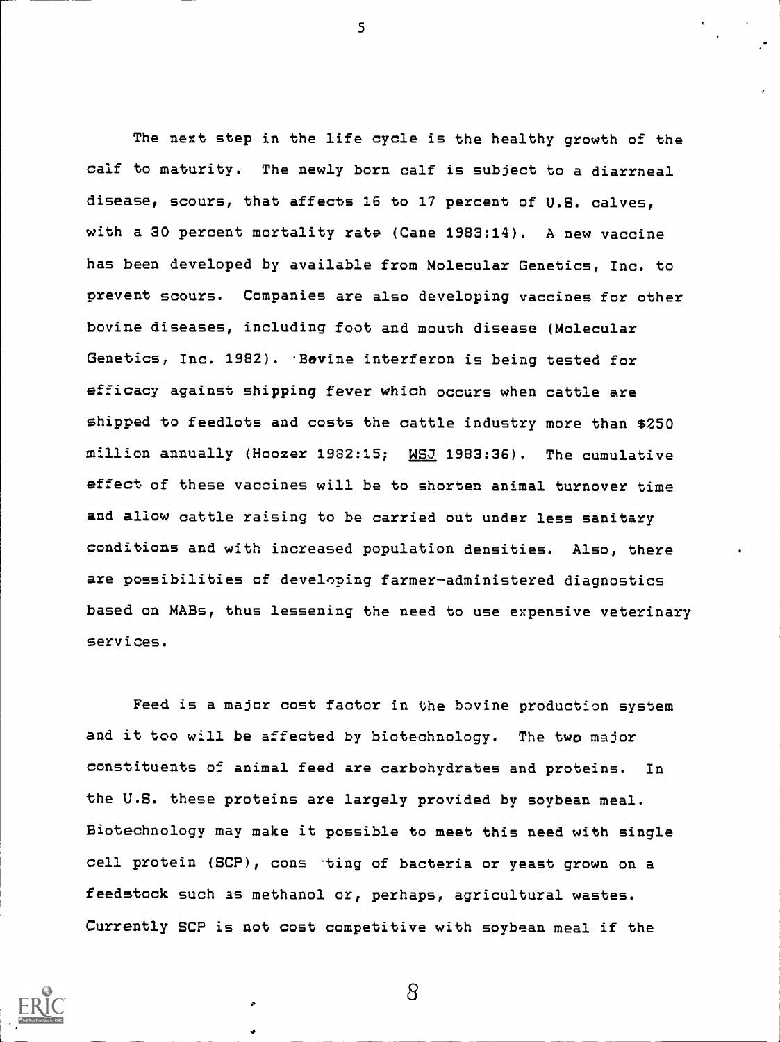The next step in the life cycle is the healthy growth of the calf to maturity. The newly born calf is subject to a diarrneal disease, scours, that affects 16 to 17 percent of U.S. calves, with a 30 percent mortality rate (Cane 1983:14). A new vaccine has been developed by available from Molecular Genetics, Inc. to prevent scours. Companies are also developing vaccines for other bovine diseases, including foot and mouth disease (Molecular Genetics, Inc. 1982). Bovine interferon is being tested for efficacy against shipping fever which occurs when cattle are shipped to feedlots and costs the cattle industry more than $250 million annually (Hoozer 1982:15; WSJ 1983:36). The cumulative effect of these vaccines will be to shorten animal turnover time and allow cattle raising to be carried out under less sanitary conditions and with increased population densities. Also, there are possibilities of developing farmer-administered diagnostics based on MABs, thus lessening the need to use expensive veterinary services.

Feed is a major cost factor in the bovine production system and it too will be affected by biotechnology. The two major constituents of animal feed are carbohydrates and proteins. In the U.S. these proteins are largely provided by soybean meal. Biotechnology may make it possible to meet this need with single cell protein (SCP), cons ting of bacteria or yeast grown on a feedstock such as methanol or, perhaps, agricultural wastes. Currently SCP is not cost competitive with soybean meal if the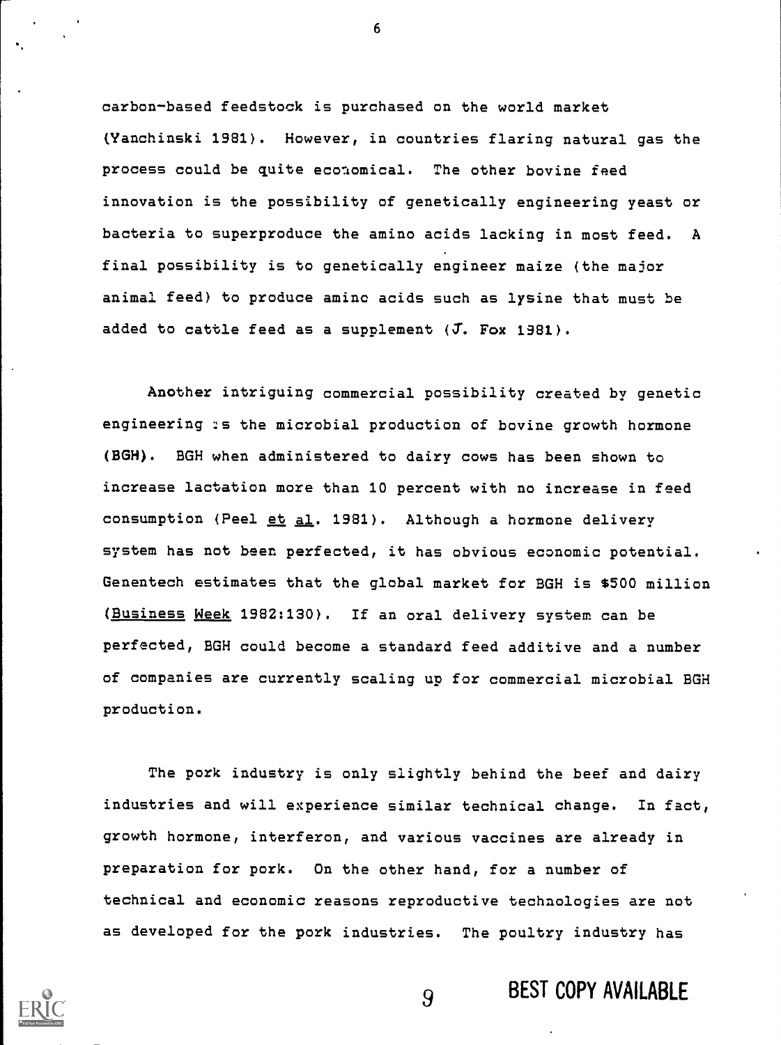carbon-based feedstock is purchased on the world market (Yanchinski 1981). However, in countries flaring natural gas the process could be quite economical. The other bovine feed innovation is the possibility of genetically engineering yeast or bacteria to superproduce the amino acids lacking in most feed. A final possibility is to genetically engineer maize (the major animal feed) to produce amino acids such as lysine that must be added to cattle feed as a supplement (J. Fox 1981).

Another intriguing commercial possibility created by genetic engineering is the microbial production of bovine growth hormone (BGH). BGH when administered to dairy cows has been shown to increase lactation more than 10 percent with no increase in feed consumption (Peel et al. 1981). Although a hormone delivery system has not been perfected, it has obvious economic potential. Genentech estimates that the global market for BGH is $500 million (Business Week 1982:130). If an oral delivery system can be perfected, BGH could become a standard feed additive and a number of companies are currently scaling up for commercial microbial BGH production.

The pork industry is only slightly behind the beef and dairy industries and will experience similar technical change. In fact, growth hormone, interferon, and various vaccines are already in preparation for pork. On the other hand, for a number of technical and economic reasons reproductive technologies are not as developed for the pork industries. The poultry industry has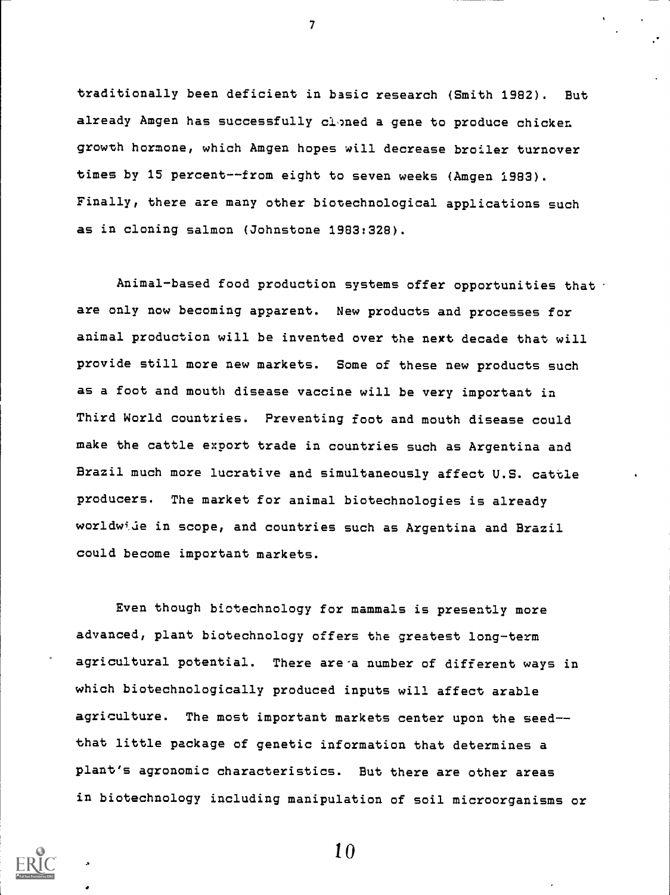traditionally been deficient in basic research (Smith 1982). But already Amgen has successfully cloned a gene to produce chicken growth hormone, which Amgen hopes will decrease broiler turnover times by 15 percent--from eight to seven weeks (Amgen 1983). Finally, there are many other biotechnological applications such as in cloning salmon (Johnstone 1983:328).

Animal-based food production systems offer opportunities that are only now becoming apparent. New products and processes for animal production will be invented over the next decade that will provide still more new markets. Some of these new products such as a foot and mouth disease vaccine will be very important in Third World countries. Preventing foot and mouth disease could make the cattle export trade in countries such as Argentina and Brazil much more lucrative and simultaneously affect U.S. cattle producers. The market for animal biotechnologies is already worldwide in scope, and countries such as Argentina and Brazil could become important markets.

Even though biotechnology for mammals is presently more advanced, plant biotechnology offers the greatest long-term agricultural potential. There are a number of different ways in which biotechnologically produced inputs will affect arable agriculture. The most important markets center upon the seed--that little package of genetic information that determines a plant's agronomic characteristics. But there are other areas in biotechnology including manipulation of soil microorganisms or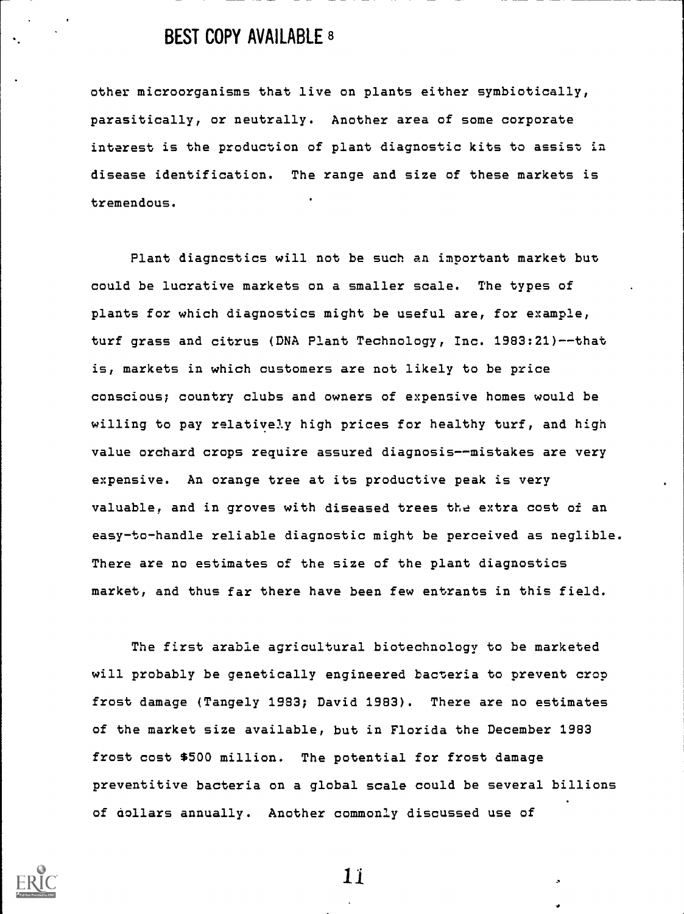other microorganisms that live on plants either symbiotically, parasitically, or neutrally. Another area of some corporate interest is the production of plant diagnostic kits to assist in disease identification. The range and size of these markets is tremendous.

Plant diagnostics will not be such an important market but could be lucrative markets on a smaller scale. The types of plants for which diagnostics might be useful are, for example, turf grass and citrus (DNA Plant Technology, Inc. 1983:21)--that is, markets in which customers are not likely to be price conscious; country clubs and owners of expensive homes would be willing to pay relatively high prices for healthy turf, and high value orchard crops require assured diagnosis--mistakes are very expensive. An orange tree at its productive peak is very valuable, and in groves with diseased trees the extra cost of an easy-to-handle reliable diagnostic might be perceived as neglible. There are no estimates of the size of the plant diagnostics market, and thus far there have been few entrants in this field.

The first arable agricultural biotechnology to be marketed will probably be genetically engineered bacteria to prevent crop frost damage (Tangely 1983; David 1983). There are no estimates of the market size available, but in Florida the December 1983 frost cost $500 million. The potential for frost damage preventitive bacteria on a global scale could be several billions of dollars annually. Another commonly discussed use of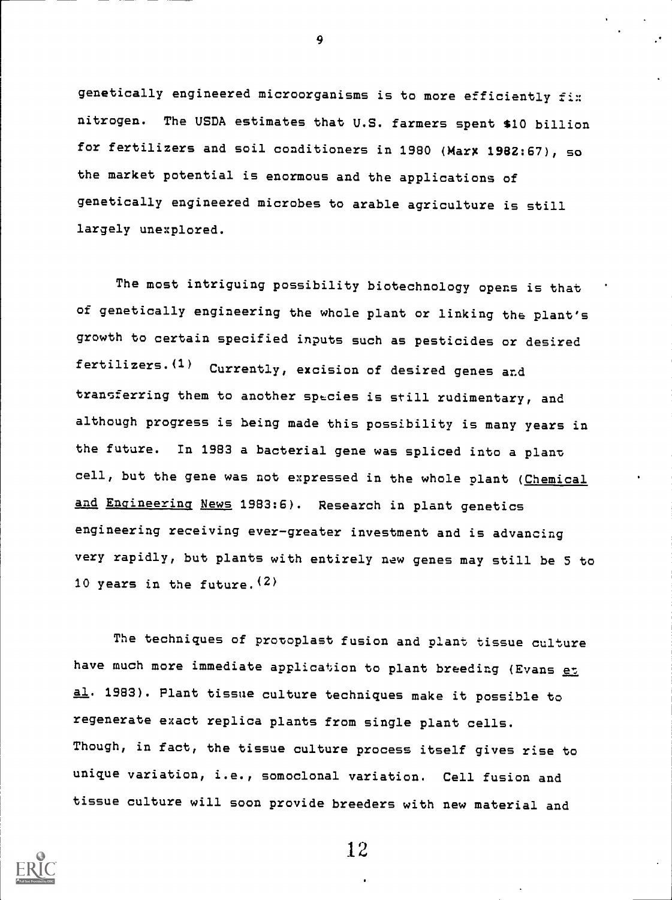genetically engineered microorganisms is to more efficiently fix nitrogen. The USDA estimates that U.S. farmers spent $10 billion for fertilizers and soil conditioners in 1980 (Marx 1982:67), so the market potential is enormous and the applications of genetically engineered microbes to arable agriculture is still largely unexplored.

The most intriguing possibility biotechnology opens is that of genetically engineering the whole plant or linking the plant's growth to certain specified inputs such as pesticides or desired fertilizers.(1) Currently, excision of desired genes and transferring them to another species is still rudimentary, and although progress is being made this possibility is many years in the future. In 1983 a bacterial gene was spliced into a plant cell, but the gene was not expressed in the whole plant (Chemical and Engineering News 1983:6). Research in plant genetics engineering receiving ever-greater investment and is advancing very rapidly, but plants with entirely new genes may still be 5 to 10 years in the future.(2)

The techniques of protoplast fusion and plant tissue culture have much more immediate application to plant breeding (Evans et al. 1983). Plant tissue culture techniques make it possible to regenerate exact replica plants from single plant cells. Though, in fact, the tissue culture process itself gives rise to unique variation, i.e., somoclonal variation. Cell fusion and tissue culture will soon provide breeders with new material and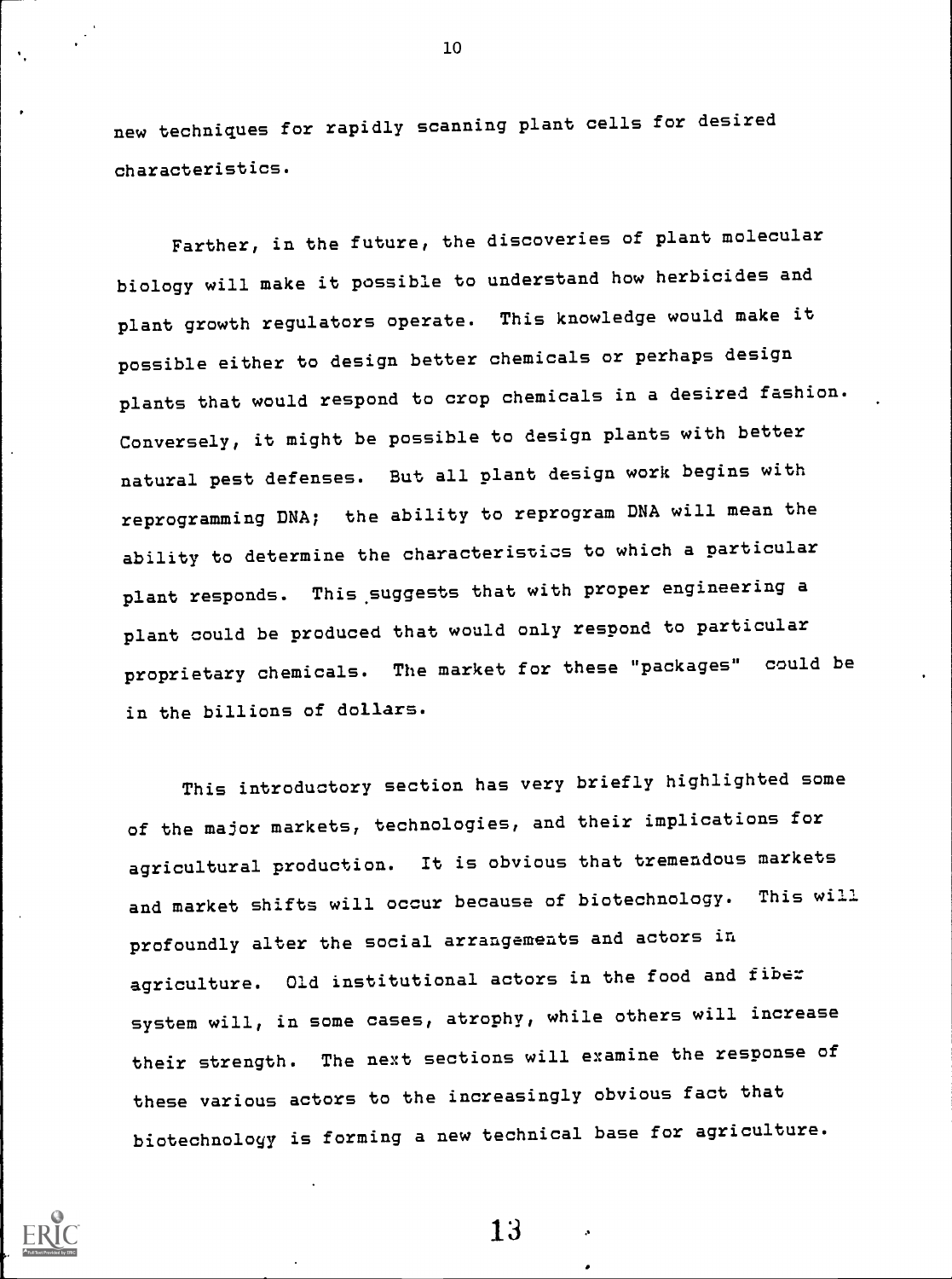new techniques for rapidly scanning plant cells for desired characteristics.

Farther, in the future, the discoveries of plant molecular biology will make it possible to understand how herbicides and plant growth regulators operate. This knowledge would make it possible either to design better chemicals or perhaps design plants that would respond to crop chemicals in a desired fashion. Conversely, it might be possible to design plants with better natural pest defenses. But all plant design work begins with reprogramming DNA; the ability to reprogram DNA will mean the ability to determine the characteristics to which a particular plant responds. This suggests that with proper engineering a plant could be produced that would only respond to particular proprietary chemicals. The market for these "packages" could be in the billions of dollars.

This introductory section has very briefly highlighted some of the major markets, technologies, and their implications for agricultural production. It is obvious that tremendous markets and market shifts will occur because of biotechnology. This will profoundly alter the social arrangements and actors in agriculture. Old institutional actors in the food and fiber system will, in some cases, atrophy, while others will increase their strength. The next sections will examine the response of these various actors to the increasingly obvious fact that biotechnology is forming a new technical base for agriculture.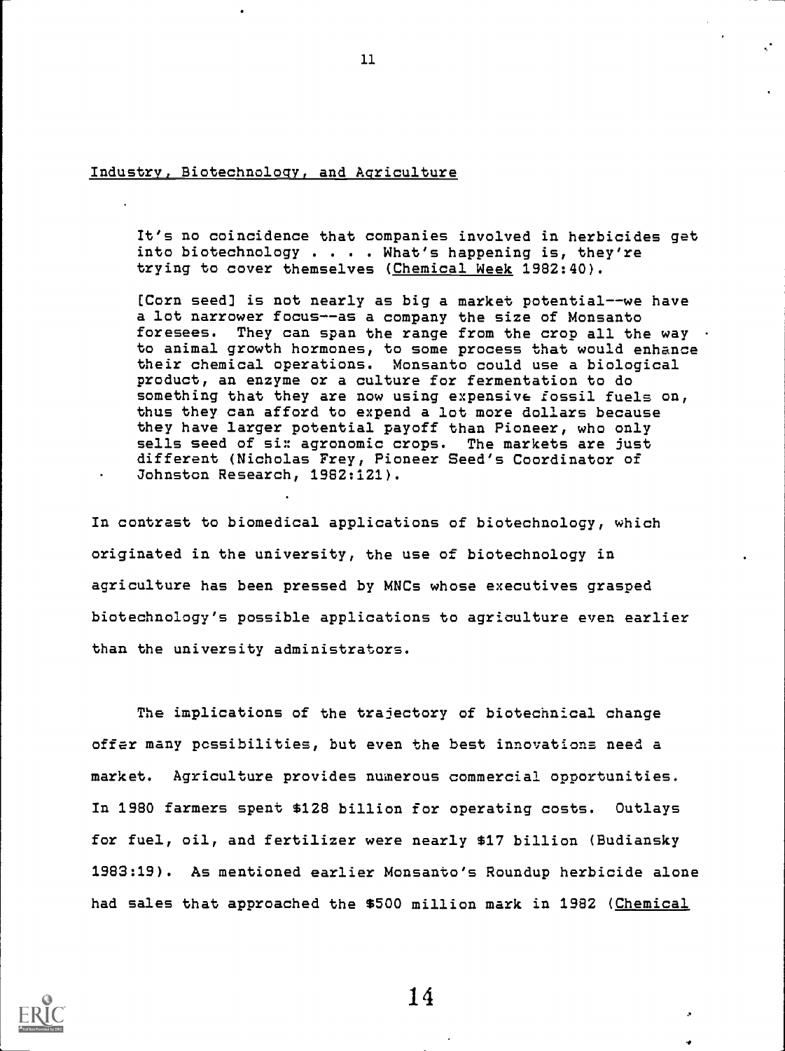## Industry, Biotechnology, and Agriculture

> It's no coincidence that companies involved in herbicides get into biotechnology . . . . What's happening is, they're trying to cover themselves (<u>Chemical Week</u> 1982:40).

> [Corn seed] is not nearly as big a market potential--we have a lot narrower focus--as a company the size of Monsanto foresees. They can span the range from the crop all the way to animal growth hormones, to some process that would enhance their chemical operations. Monsanto could use a biological product, an enzyme or a culture for fermentation to do something that they are now using expensive fossil fuels on, thus they can afford to expend a lot more dollars because they have larger potential payoff than Pioneer, who only sells seed of six agronomic crops. The markets are just different (Nicholas Frey, Pioneer Seed's Coordinator of Johnston Research, 1982:121).

In contrast to biomedical applications of biotechnology, which originated in the university, the use of biotechnology in agriculture has been pressed by MNCs whose executives grasped biotechnology's possible applications to agriculture even earlier than the university administrators.

The implications of the trajectory of biotechnical change offer many possibilities, but even the best innovations need a market. Agriculture provides numerous commercial opportunities. In 1980 farmers spent $128 billion for operating costs. Outlays for fuel, oil, and fertilizer were nearly $17 billion (Budiansky 1983:19). As mentioned earlier Monsanto's Roundup herbicide alone had sales that approached the $500 million mark in 1982 (<u>Chemical</u>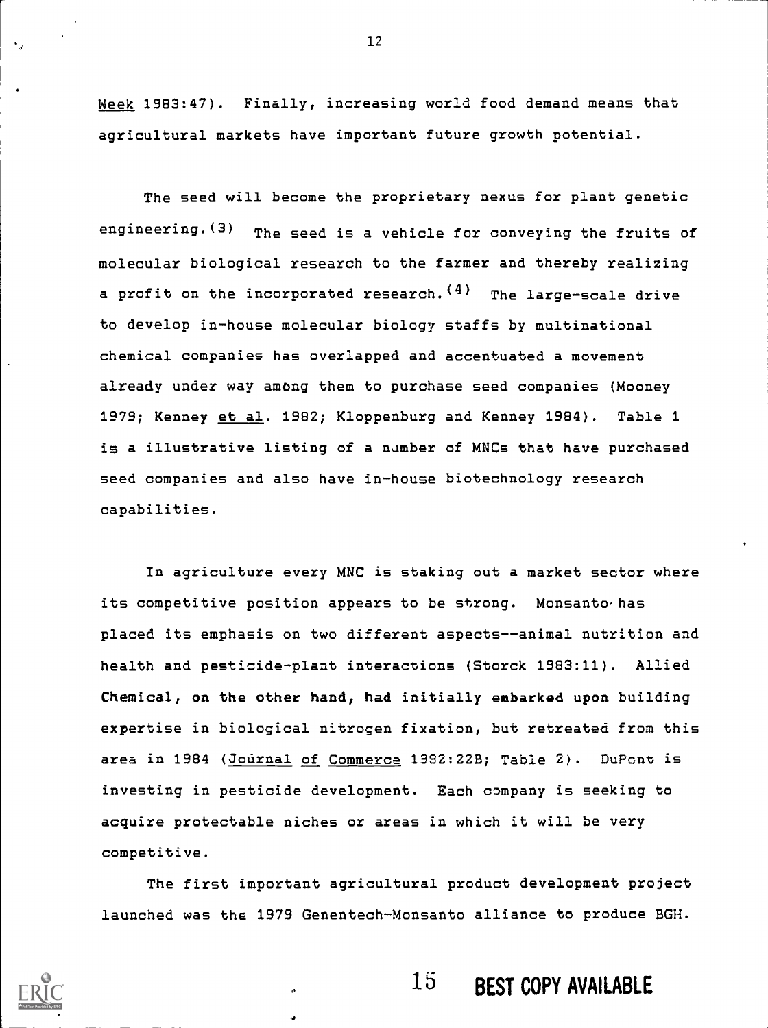*Week* 1983:47). Finally, increasing world food demand means that agricultural markets have important future growth potential.

The seed will become the proprietary nexus for plant genetic engineering.(3) The seed is a vehicle for conveying the fruits of molecular biological research to the farmer and thereby realizing a profit on the incorporated research.(4) The large-scale drive to develop in-house molecular biology staffs by multinational chemical companies has overlapped and accentuated a movement already under way among them to purchase seed companies (Mooney 1979; Kenney *et al*. 1982; Kloppenburg and Kenney 1984). Table 1 is a illustrative listing of a number of MNCs that have purchased seed companies and also have in-house biotechnology research capabilities.

In agriculture every MNC is staking out a market sector where its competitive position appears to be strong. Monsanto has placed its emphasis on two different aspects--animal nutrition and health and pesticide-plant interactions (Storck 1983:11). Allied Chemical, on the other hand, had initially embarked upon building expertise in biological nitrogen fixation, but retreated from this area in 1984 (*Journal of Commerce* 1982:22B; Table 2). DuPont is investing in pesticide development. Each company is seeking to acquire protectable niches or areas in which it will be very competitive.

The first important agricultural product development project launched was the 1979 Genentech-Monsanto alliance to produce BGH.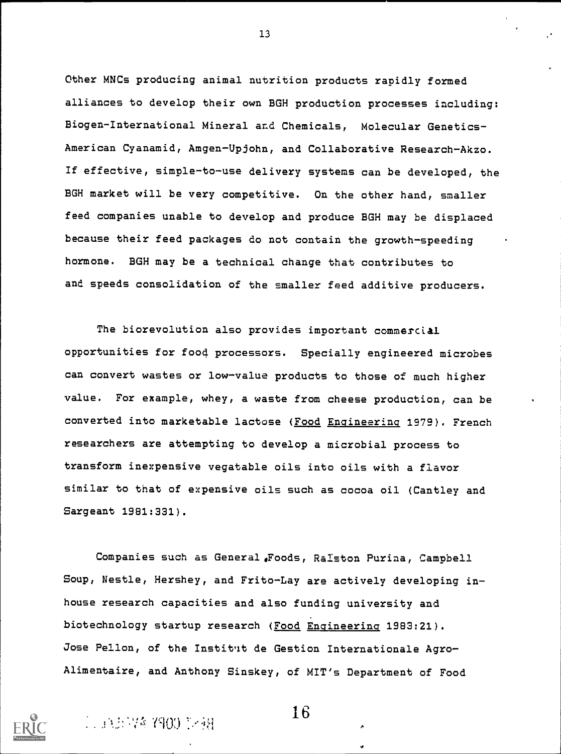Other MNCs producing animal nutrition products rapidly formed alliances to develop their own BGH production processes including: Biogen-International Mineral and Chemicals, Molecular Genetics-American Cyanamid, Amgen-Upjohn, and Collaborative Research-Akzo. If effective, simple-to-use delivery systems can be developed, the BGH market will be very competitive. On the other hand, smaller feed companies unable to develop and produce BGH may be displaced because their feed packages do not contain the growth-speeding hormone. BGH may be a technical change that contributes to and speeds consolidation of the smaller feed additive producers.

The biorevolution also provides important commercial opportunities for food processors. Specially engineered microbes can convert wastes or low-value products to those of much higher value. For example, whey, a waste from cheese production, can be converted into marketable lactose (Food Engineering 1979). French researchers are attempting to develop a microbial process to transform inexpensive vegatable oils into oils with a flavor similar to that of expensive oils such as cocoa oil (Cantley and Sargeant 1981:331).

Companies such as General Foods, Ralston Purina, Campbell Soup, Nestle, Hershey, and Frito-Lay are actively developing in-house research capacities and also funding university and biotechnology startup research (Food Engineering 1983:21). Jose Pellon, of the Institut de Gestion Internationale Agro-Alimentaire, and Anthony Sinskey, of MIT's Department of Food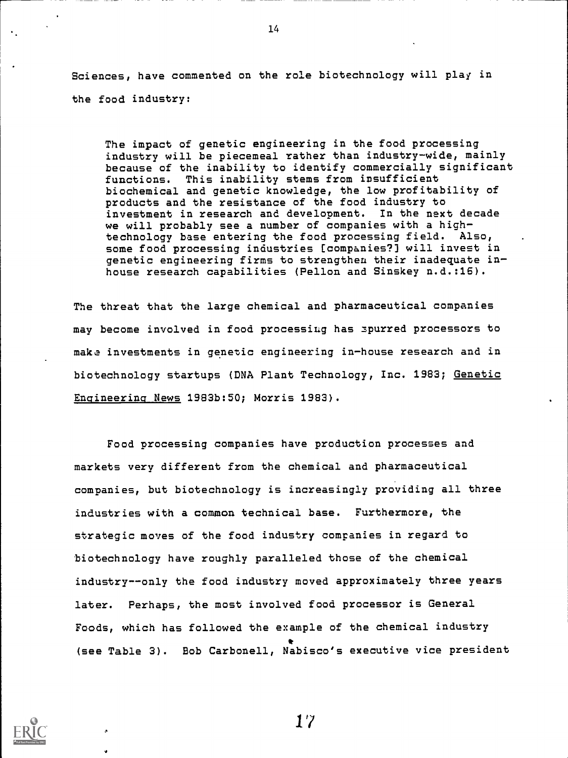Sciences, have commented on the role biotechnology will play in the food industry:

> The impact of genetic engineering in the food processing industry will be piecemeal rather than industry-wide, mainly because of the inability to identify commercially significant functions. This inability stems from insufficient biochemical and genetic knowledge, the low profitability of products and the resistance of the food industry to investment in research and development. In the next decade we will probably see a number of companies with a high-technology base entering the food processing field. Also, some food processing industries [companies?] will invest in genetic engineering firms to strengthen their inadequate in-house research capabilities (Pellon and Sinskey n.d.:16).

The threat that the large chemical and pharmaceutical companies may become involved in food processing has spurred processors to make investments in genetic engineering in-house research and in biotechnology startups (DNA Plant Technology, Inc. 1983; Genetic Engineering News 1983b:50; Morris 1983).

Food processing companies have production processes and markets very different from the chemical and pharmaceutical companies, but biotechnology is increasingly providing all three industries with a common technical base. Furthermore, the strategic moves of the food industry companies in regard to biotechnology have roughly paralleled those of the chemical industry--only the food industry moved approximately three years later. Perhaps, the most involved food processor is General Foods, which has followed the example of the chemical industry (see Table 3). Bob Carbonell, Nabisco's executive vice president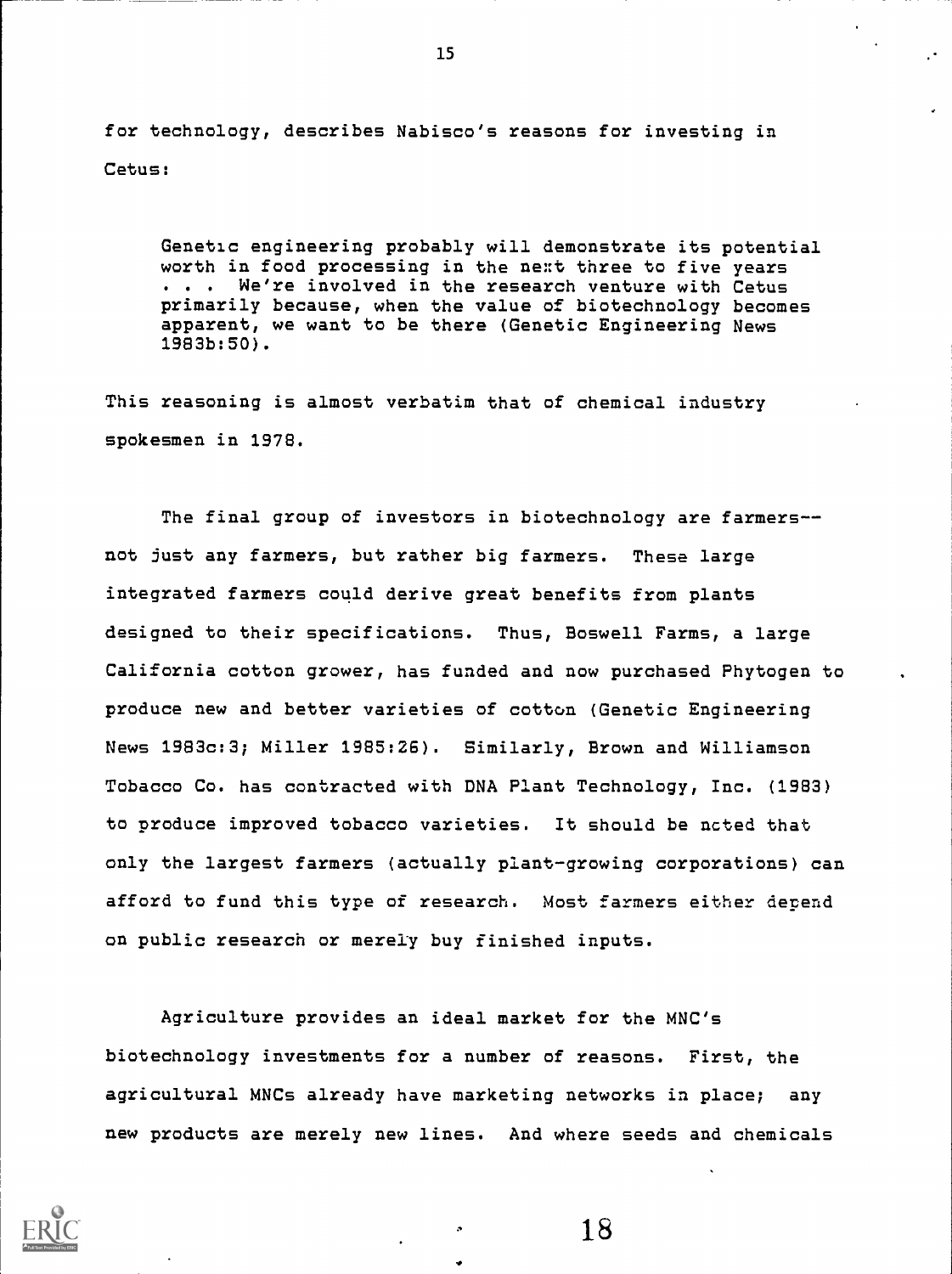for technology, describes Nabisco's reasons for investing in Cetus:

> Genetic engineering probably will demonstrate its potential worth in food processing in the next three to five years . . . We're involved in the research venture with Cetus primarily because, when the value of biotechnology becomes apparent, we want to be there (Genetic Engineering News 1983b:50).

This reasoning is almost verbatim that of chemical industry spokesmen in 1978.

The final group of investors in biotechnology are farmers--not just any farmers, but rather big farmers. These large integrated farmers could derive great benefits from plants designed to their specifications. Thus, Boswell Farms, a large California cotton grower, has funded and now purchased Phytogen to produce new and better varieties of cotton (Genetic Engineering News 1983c:3; Miller 1985:26). Similarly, Brown and Williamson Tobacco Co. has contracted with DNA Plant Technology, Inc. (1983) to produce improved tobacco varieties. It should be noted that only the largest farmers (actually plant-growing corporations) can afford to fund this type of research. Most farmers either depend on public research or merely buy finished inputs.

Agriculture provides an ideal market for the MNC's biotechnology investments for a number of reasons. First, the agricultural MNCs already have marketing networks in place; any new products are merely new lines. And where seeds and chemicals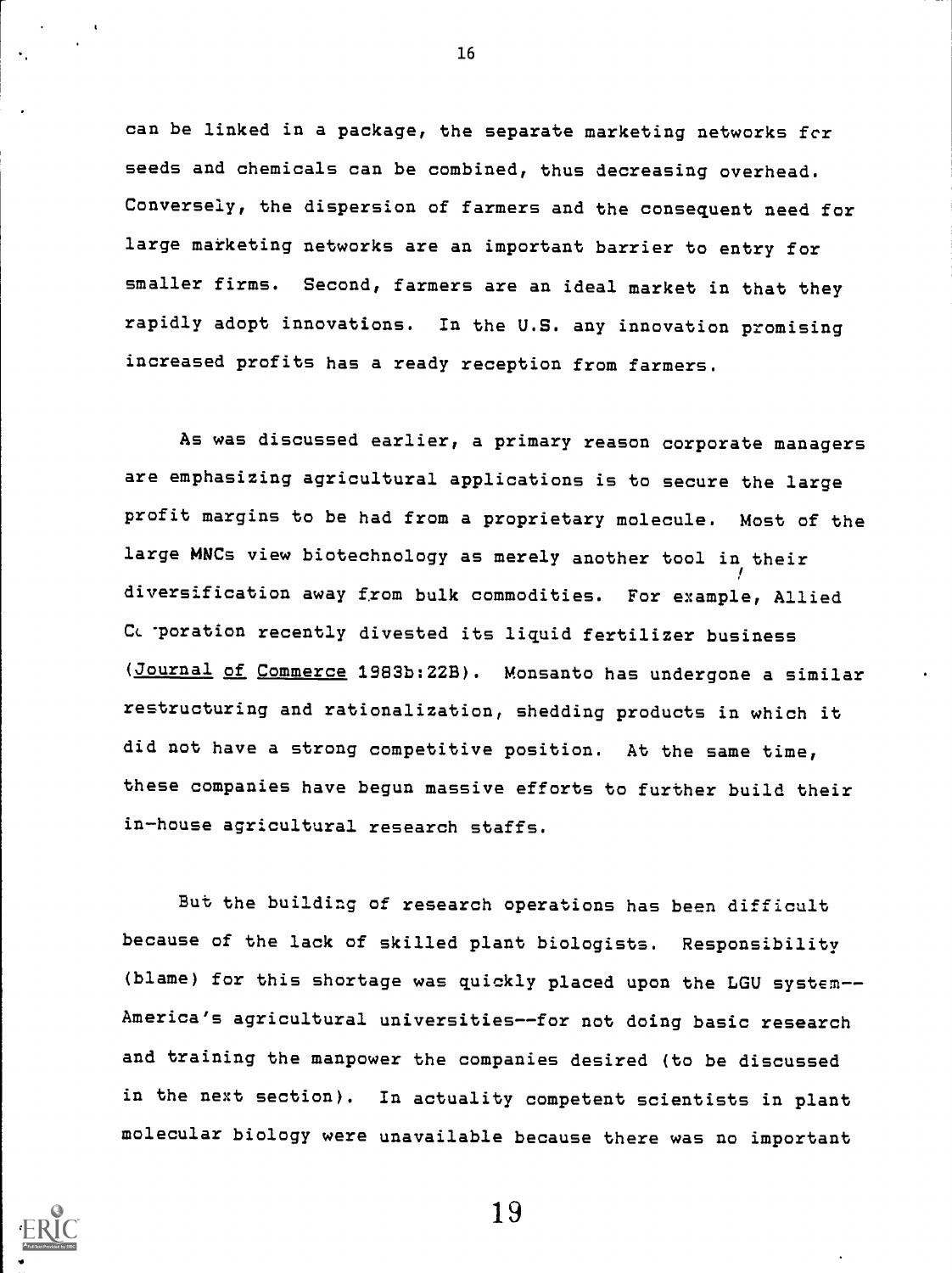can be linked in a package, the separate marketing networks for seeds and chemicals can be combined, thus decreasing overhead. Conversely, the dispersion of farmers and the consequent need for large marketing networks are an important barrier to entry for smaller firms. Second, farmers are an ideal market in that they rapidly adopt innovations. In the U.S. any innovation promising increased profits has a ready reception from farmers.

As was discussed earlier, a primary reason corporate managers are emphasizing agricultural applications is to secure the large profit margins to be had from a proprietary molecule. Most of the large MNCs view biotechnology as merely another tool in their diversification away from bulk commodities. For example, Allied Corporation recently divested its liquid fertilizer business (Journal of Commerce 1983b:22B). Monsanto has undergone a similar restructuring and rationalization, shedding products in which it did not have a strong competitive position. At the same time, these companies have begun massive efforts to further build their in-house agricultural research staffs.

But the building of research operations has been difficult because of the lack of skilled plant biologists. Responsibility (blame) for this shortage was quickly placed upon the LGU system--America's agricultural universities--for not doing basic research and training the manpower the companies desired (to be discussed in the next section). In actuality competent scientists in plant molecular biology were unavailable because there was no important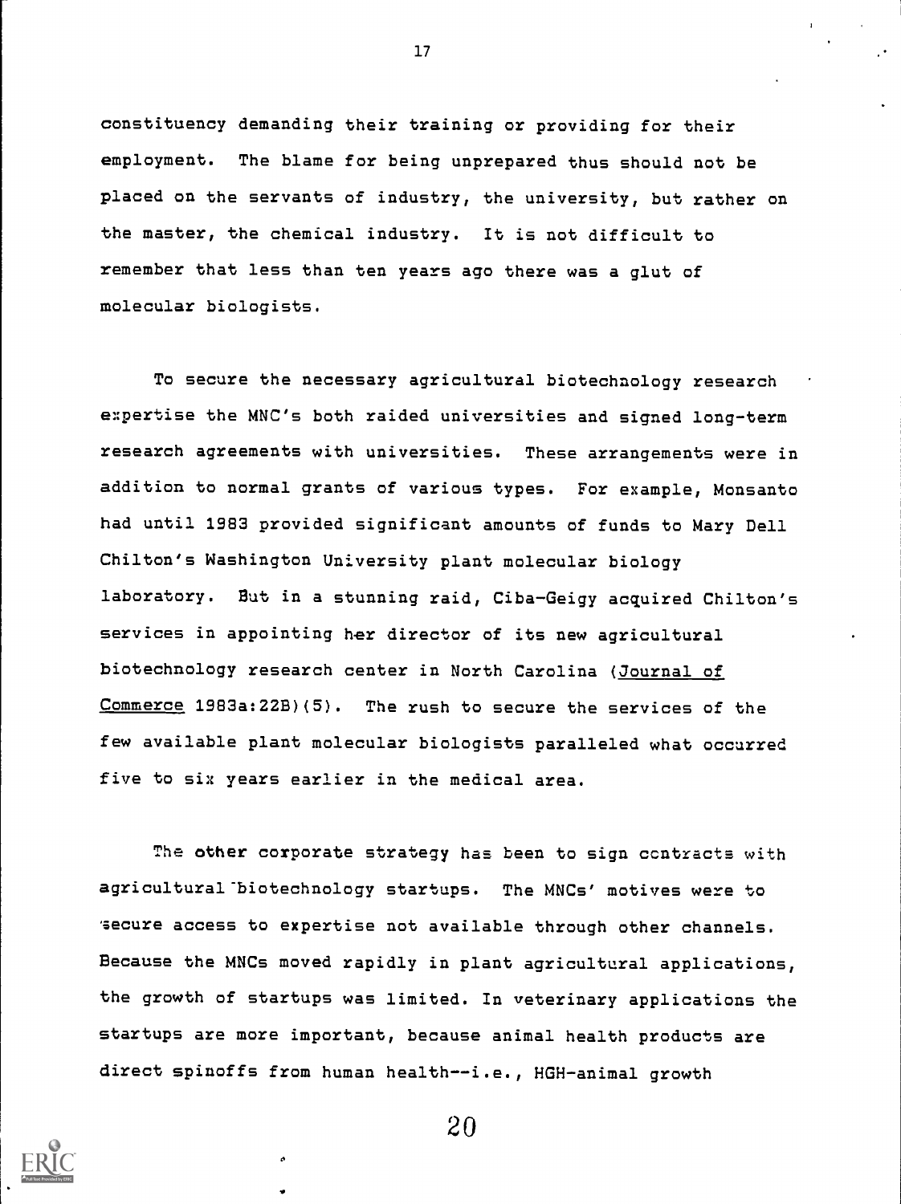constituency demanding their training or providing for their employment. The blame for being unprepared thus should not be placed on the servants of industry, the university, but rather on the master, the chemical industry. It is not difficult to remember that less than ten years ago there was a glut of molecular biologists.

To secure the necessary agricultural biotechnology research expertise the MNC's both raided universities and signed long-term research agreements with universities. These arrangements were in addition to normal grants of various types. For example, Monsanto had until 1983 provided significant amounts of funds to Mary Dell Chilton's Washington University plant molecular biology laboratory. But in a stunning raid, Ciba-Geigy acquired Chilton's services in appointing her director of its new agricultural biotechnology research center in North Carolina (Journal of Commerce 1983a:22B)(5). The rush to secure the services of the few available plant molecular biologists paralleled what occurred five to six years earlier in the medical area.

The other corporate strategy has been to sign contracts with agricultural biotechnology startups. The MNCs' motives were to secure access to expertise not available through other channels. Because the MNCs moved rapidly in plant agricultural applications, the growth of startups was limited. In veterinary applications the startups are more important, because animal health products are direct spinoffs from human health--i.e., HGH-animal growth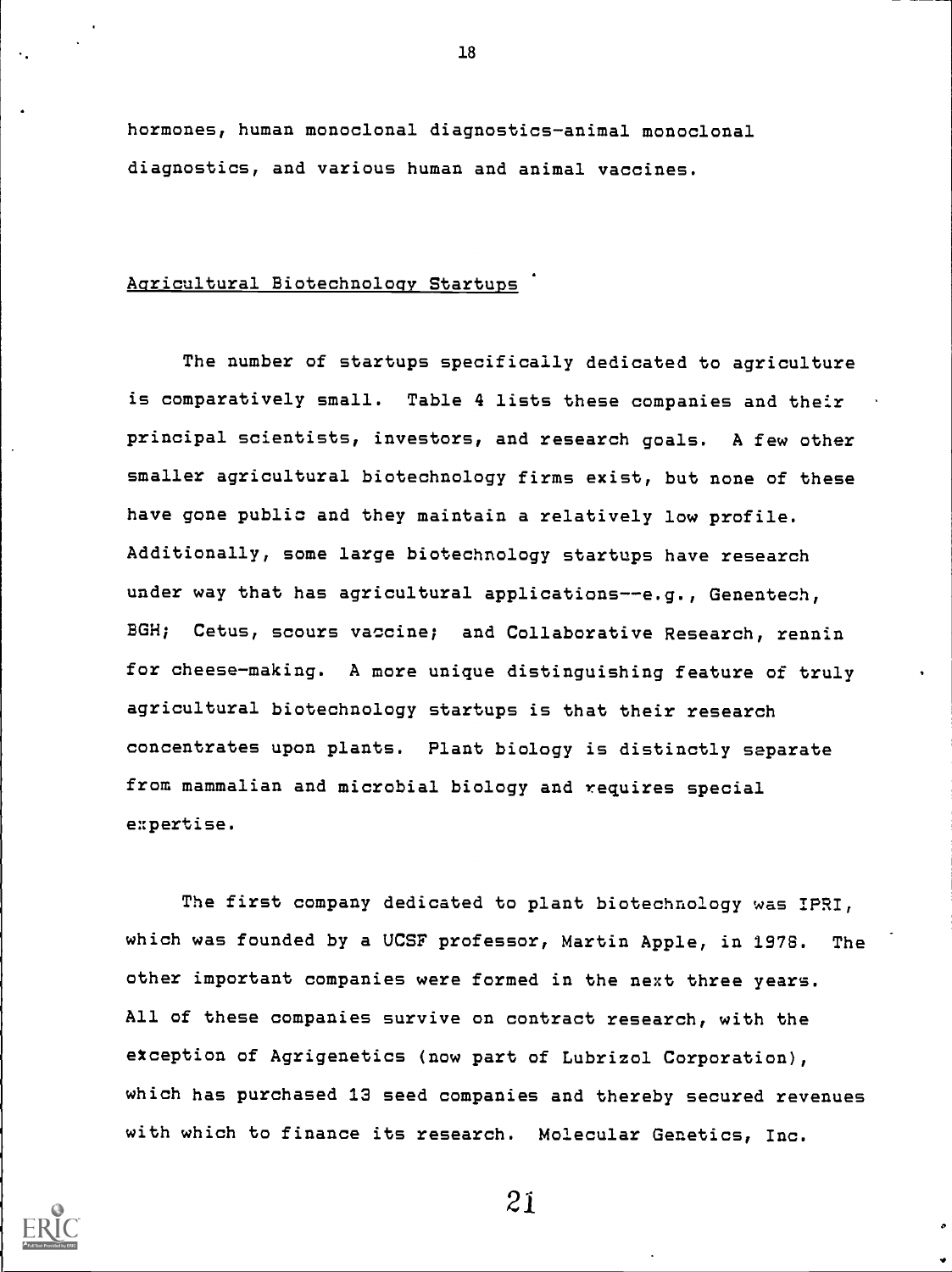hormones, human monoclonal diagnostics-animal monoclonal diagnostics, and various human and animal vaccines.

## Agricultural Biotechnology Startups

The number of startups specifically dedicated to agriculture is comparatively small. Table 4 lists these companies and their principal scientists, investors, and research goals. A few other smaller agricultural biotechnology firms exist, but none of these have gone public and they maintain a relatively low profile. Additionally, some large biotechnology startups have research under way that has agricultural applications--e.g., Genentech, BGH; Cetus, scours vaccine; and Collaborative Research, rennin for cheese-making. A more unique distinguishing feature of truly agricultural biotechnology startups is that their research concentrates upon plants. Plant biology is distinctly separate from mammalian and microbial biology and requires special expertise.

The first company dedicated to plant biotechnology was IPRI, which was founded by a UCSF professor, Martin Apple, in 1978. The other important companies were formed in the next three years. All of these companies survive on contract research, with the exception of Agrigenetics (now part of Lubrizol Corporation), which has purchased 13 seed companies and thereby secured revenues with which to finance its research. Molecular Genetics, Inc.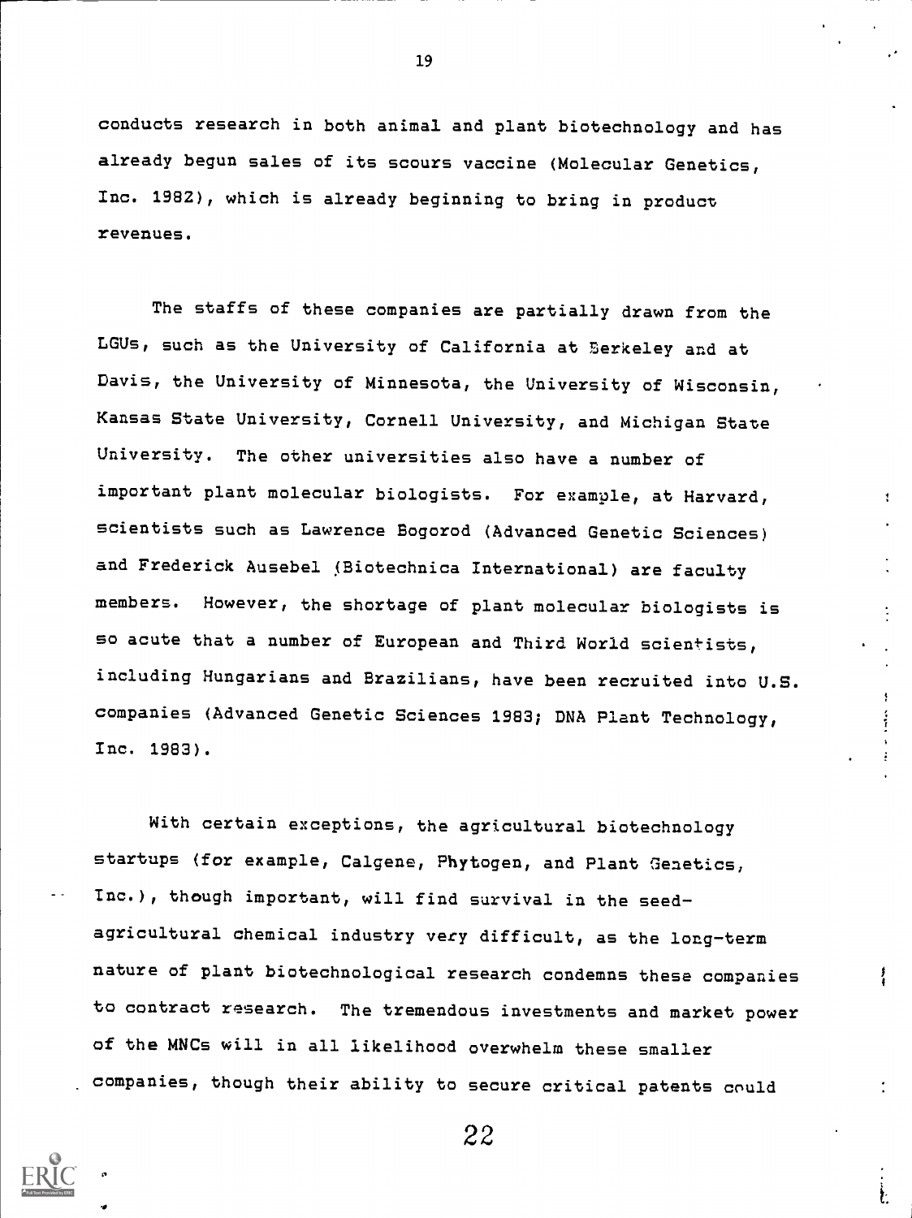conducts research in both animal and plant biotechnology and has already begun sales of its scours vaccine (Molecular Genetics, Inc. 1982), which is already beginning to bring in product revenues.

The staffs of these companies are partially drawn from the LGUs, such as the University of California at Berkeley and at Davis, the University of Minnesota, the University of Wisconsin, Kansas State University, Cornell University, and Michigan State University. The other universities also have a number of important plant molecular biologists. For example, at Harvard, scientists such as Lawrence Bogorod (Advanced Genetic Sciences) and Frederick Ausebel (Biotechnica International) are faculty members. However, the shortage of plant molecular biologists is so acute that a number of European and Third World scientists, including Hungarians and Brazilians, have been recruited into U.S. companies (Advanced Genetic Sciences 1983; DNA Plant Technology, Inc. 1983).

With certain exceptions, the agricultural biotechnology startups (for example, Calgene, Phytogen, and Plant Genetics, Inc.), though important, will find survival in the seed-agricultural chemical industry very difficult, as the long-term nature of plant biotechnological research condemns these companies to contract research. The tremendous investments and market power of the MNCs will in all likelihood overwhelm these smaller companies, though their ability to secure critical patents could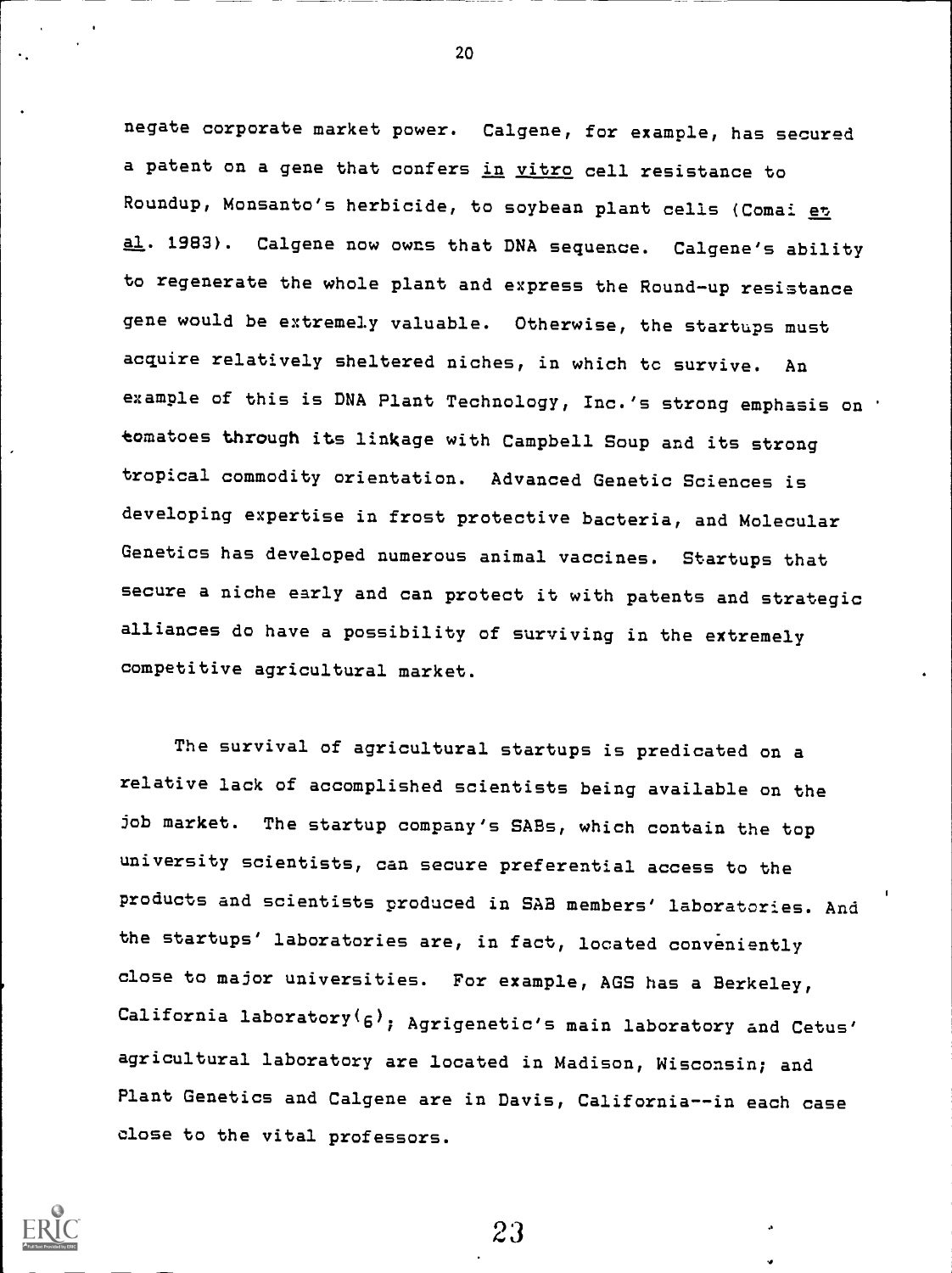negate corporate market power. Calgene, for example, has secured a patent on a gene that confers *in vitro* cell resistance to Roundup, Monsanto's herbicide, to soybean plant cells (Comai *et al*. 1983). Calgene now owns that DNA sequence. Calgene's ability to regenerate the whole plant and express the Round-up resistance gene would be extremely valuable. Otherwise, the startups must acquire relatively sheltered niches, in which to survive. An example of this is DNA Plant Technology, Inc.'s strong emphasis on tomatoes through its linkage with Campbell Soup and its strong tropical commodity orientation. Advanced Genetic Sciences is developing expertise in frost protective bacteria, and Molecular Genetics has developed numerous animal vaccines. Startups that secure a niche early and can protect it with patents and strategic alliances do have a possibility of surviving in the extremely competitive agricultural market.

The survival of agricultural startups is predicated on a relative lack of accomplished scientists being available on the job market. The startup company's SABs, which contain the top university scientists, can secure preferential access to the products and scientists produced in SAB members' laboratories. And the startups' laboratories are, in fact, located conveniently close to major universities. For example, AGS has a Berkeley, California laboratory(6); Agrigenetic's main laboratory and Cetus' agricultural laboratory are located in Madison, Wisconsin; and Plant Genetics and Calgene are in Davis, California--in each case close to the vital professors.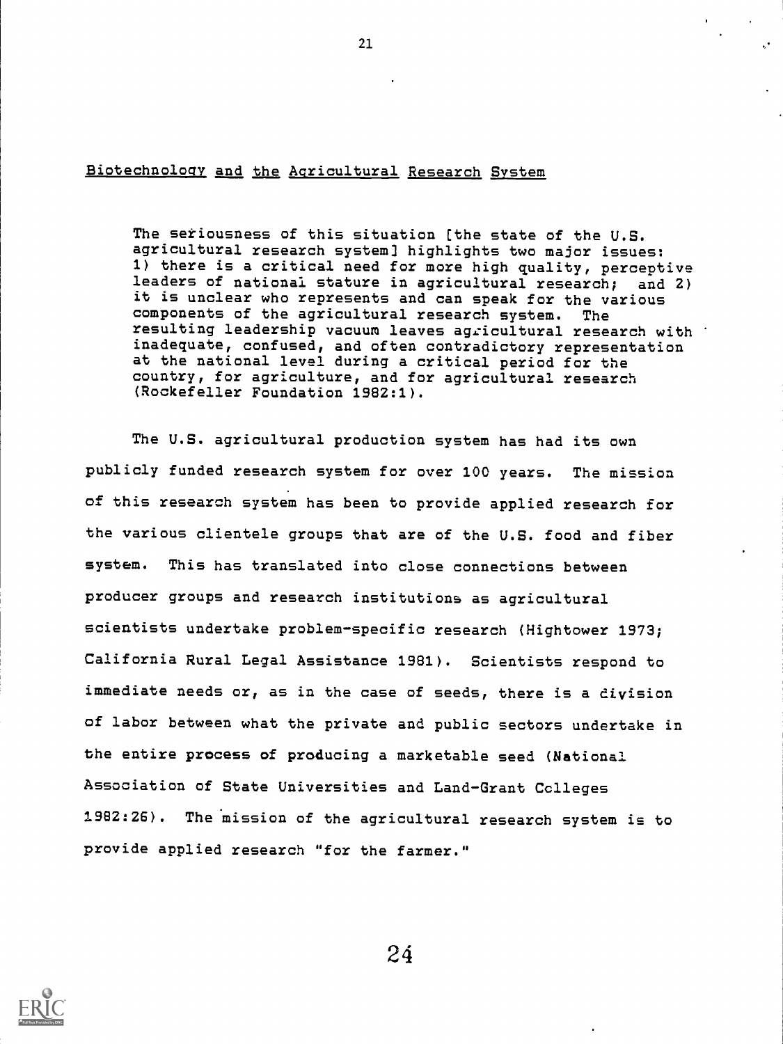## Biotechnology and the Agricultural Research System

> The seriousness of this situation [the state of the U.S. agricultural research system] highlights two major issues: 1) there is a critical need for more high quality, perceptive leaders of national stature in agricultural research; and 2) it is unclear who represents and can speak for the various components of the agricultural research system. The resulting leadership vacuum leaves agricultural research with inadequate, confused, and often contradictory representation at the national level during a critical period for the country, for agriculture, and for agricultural research (Rockefeller Foundation 1982:1).

The U.S. agricultural production system has had its own publicly funded research system for over 100 years. The mission of this research system has been to provide applied research for the various clientele groups that are of the U.S. food and fiber system. This has translated into close connections between producer groups and research institutions as agricultural scientists undertake problem-specific research (Hightower 1973; California Rural Legal Assistance 1981). Scientists respond to immediate needs or, as in the case of seeds, there is a division of labor between what the private and public sectors undertake in the entire process of producing a marketable seed (National Association of State Universities and Land-Grant Colleges 1982:26). The mission of the agricultural research system is to provide applied research "for the farmer."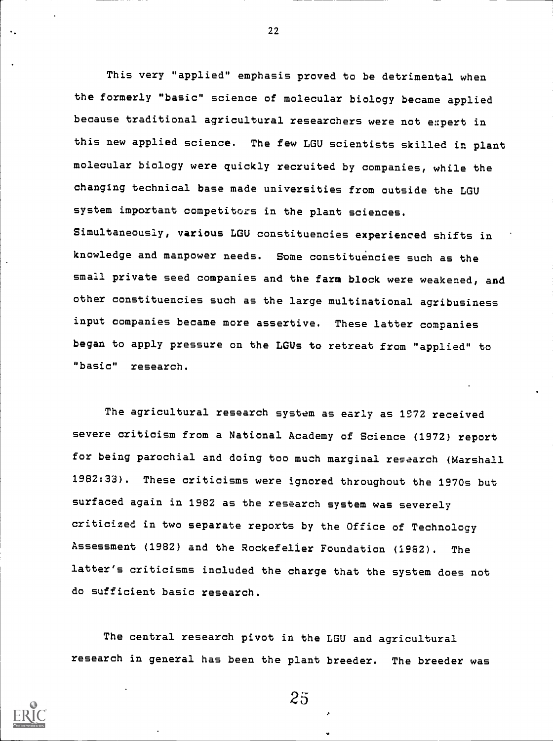This very "applied" emphasis proved to be detrimental when the formerly "basic" science of molecular biology became applied because traditional agricultural researchers were not expert in this new applied science. The few LGU scientists skilled in plant molecular biology were quickly recruited by companies, while the changing technical base made universities from outside the LGU system important competitors in the plant sciences. Simultaneously, various LGU constituencies experienced shifts in knowledge and manpower needs. Some constituencies such as the small private seed companies and the farm block were weakened, and other constituencies such as the large multinational agribusiness input companies became more assertive. These latter companies began to apply pressure on the LGUs to retreat from "applied" to "basic" research.

The agricultural research system as early as 1972 received severe criticism from a National Academy of Science (1972) report for being parochial and doing too much marginal research (Marshall 1982:33). These criticisms were ignored throughout the 1970s but surfaced again in 1982 as the research system was severely criticized in two separate reports by the Office of Technology Assessment (1982) and the Rockefeller Foundation (1982). The latter's criticisms included the charge that the system does not do sufficient basic research.

The central research pivot in the LGU and agricultural research in general has been the plant breeder. The breeder was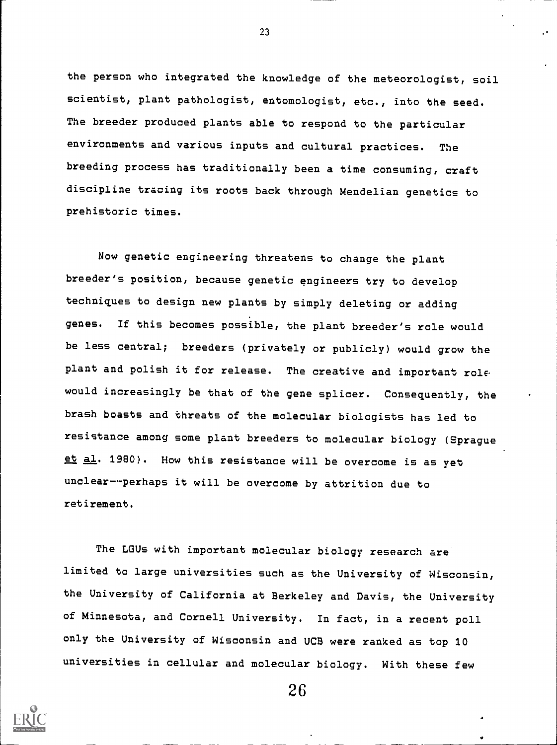the person who integrated the knowledge of the meteorologist, soil scientist, plant pathologist, entomologist, etc., into the seed. The breeder produced plants able to respond to the particular environments and various inputs and cultural practices. The breeding process has traditionally been a time consuming, craft discipline tracing its roots back through Mendelian genetics to prehistoric times.

Now genetic engineering threatens to change the plant breeder's position, because genetic engineers try to develop techniques to design new plants by simply deleting or adding genes. If this becomes possible, the plant breeder's role would be less central; breeders (privately or publicly) would grow the plant and polish it for release. The creative and important role would increasingly be that of the gene splicer. Consequently, the brash boasts and threats of the molecular biologists has led to resistance among some plant breeders to molecular biology (Sprague et al. 1980). How this resistance will be overcome is as yet unclear--perhaps it will be overcome by attrition due to retirement.

The LGUs with important molecular biology research are limited to large universities such as the University of Wisconsin, the University of California at Berkeley and Davis, the University of Minnesota, and Cornell University. In fact, in a recent poll only the University of Wisconsin and UCB were ranked as top 10 universities in cellular and molecular biology. With these few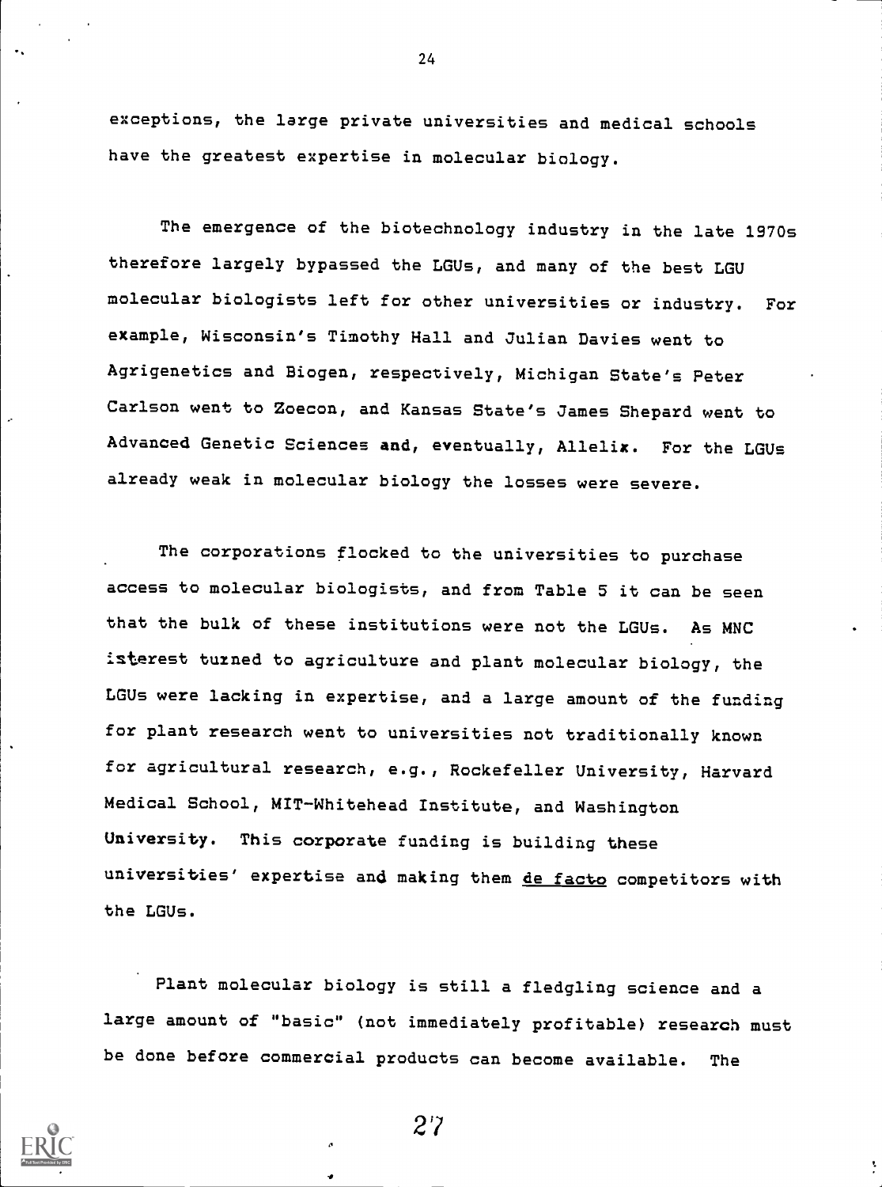exceptions, the large private universities and medical schools have the greatest expertise in molecular biology.

The emergence of the biotechnology industry in the late 1970s therefore largely bypassed the LGUs, and many of the best LGU molecular biologists left for other universities or industry. For example, Wisconsin's Timothy Hall and Julian Davies went to Agrigenetics and Biogen, respectively, Michigan State's Peter Carlson went to Zoecon, and Kansas State's James Shepard went to Advanced Genetic Sciences and, eventually, Allelix. For the LGUs already weak in molecular biology the losses were severe.

The corporations flocked to the universities to purchase access to molecular biologists, and from Table 5 it can be seen that the bulk of these institutions were not the LGUs. As MNC isterest turned to agriculture and plant molecular biology, the LGUs were lacking in expertise, and a large amount of the funding for plant research went to universities not traditionally known for agricultural research, e.g., Rockefeller University, Harvard Medical School, MIT-Whitehead Institute, and Washington University. This corporate funding is building these universities' expertise and making them _de facto_ competitors with the LGUs.

Plant molecular biology is still a fledgling science and a large amount of "basic" (not immediately profitable) research must be done before commercial products can become available. The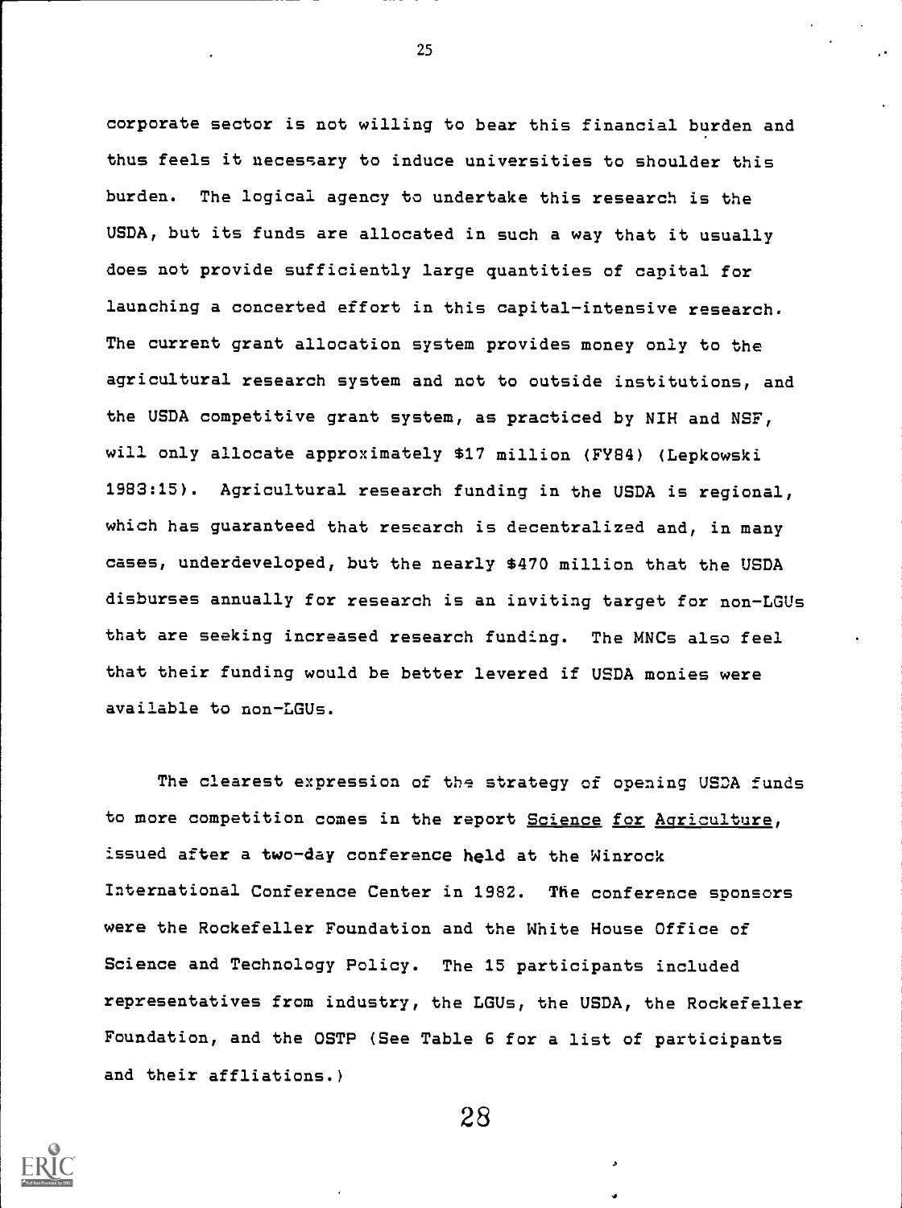corporate sector is not willing to bear this financial burden and thus feels it necessary to induce universities to shoulder this burden. The logical agency to undertake this research is the USDA, but its funds are allocated in such a way that it usually does not provide sufficiently large quantities of capital for launching a concerted effort in this capital-intensive research. The current grant allocation system provides money only to the agricultural research system and not to outside institutions, and the USDA competitive grant system, as practiced by NIH and NSF, will only allocate approximately $17 million (FY84) (Lepkowski 1983:15). Agricultural research funding in the USDA is regional, which has guaranteed that research is decentralized and, in many cases, underdeveloped, but the nearly $470 million that the USDA disburses annually for research is an inviting target for non-LGUs that are seeking increased research funding. The MNCs also feel that their funding would be better levered if USDA monies were available to non-LGUs.

The clearest expression of the strategy of opening USDA funds to more competition comes in the report Science for Agriculture, issued after a two-day conference held at the Winrock International Conference Center in 1982. The conference sponsors were the Rockefeller Foundation and the White House Office of Science and Technology Policy. The 15 participants included representatives from industry, the LGUs, the USDA, the Rockefeller Foundation, and the OSTP (See Table 6 for a list of participants and their affliations.)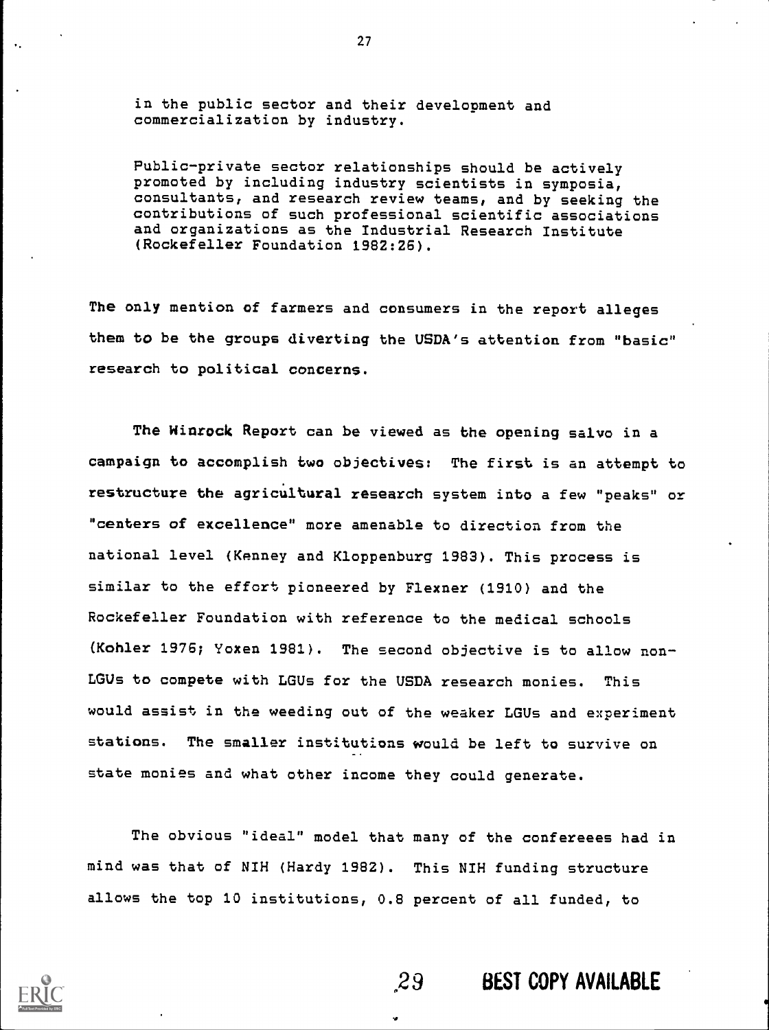> in the public sector and their development and commercialization by industry.
>
> Public-private sector relationships should be actively promoted by including industry scientists in symposia, consultants, and research review teams, and by seeking the contributions of such professional scientific associations and organizations as the Industrial Research Institute (Rockefeller Foundation 1982:26).

The only mention of farmers and consumers in the report alleges them to be the groups diverting the USDA's attention from "basic" research to political concerns.

The Winrock Report can be viewed as the opening salvo in a campaign to accomplish two objectives: The first is an attempt to restructure the agricultural research system into a few "peaks" or "centers of excellence" more amenable to direction from the national level (Kenney and Kloppenburg 1983). This process is similar to the effort pioneered by Flexner (1910) and the Rockefeller Foundation with reference to the medical schools (Kohler 1976; Yoxen 1981). The second objective is to allow non-LGUs to compete with LGUs for the USDA research monies. This would assist in the weeding out of the weaker LGUs and experiment stations. The smaller institutions would be left to survive on state monies and what other income they could generate.

The obvious "ideal" model that many of the confereees had in mind was that of NIH (Hardy 1982). This NIH funding structure allows the top 10 institutions, 0.8 percent of all funded, to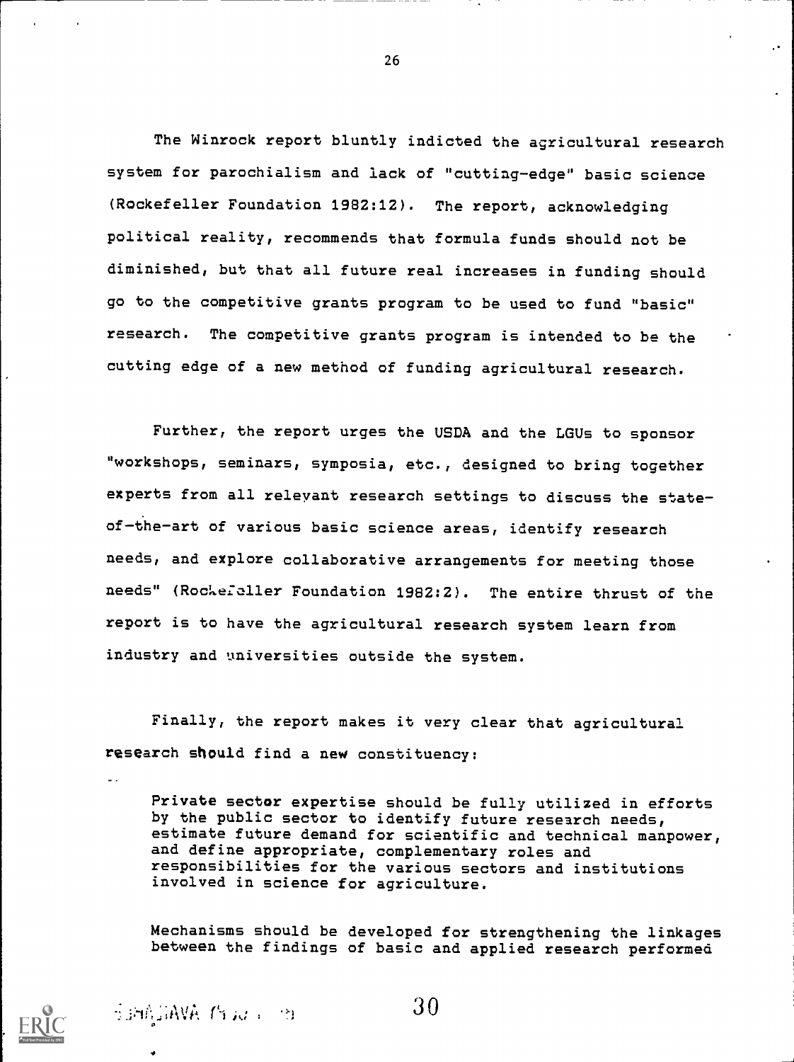The Winrock report bluntly indicted the agricultural research system for parochialism and lack of "cutting-edge" basic science (Rockefeller Foundation 1982:12). The report, acknowledging political reality, recommends that formula funds should not be diminished, but that all future real increases in funding should go to the competitive grants program to be used to fund "basic" research. The competitive grants program is intended to be the cutting edge of a new method of funding agricultural research.

Further, the report urges the USDA and the LGUs to sponsor "workshops, seminars, symposia, etc., designed to bring together experts from all relevant research settings to discuss the state-of-the-art of various basic science areas, identify research needs, and explore collaborative arrangements for meeting those needs" (Rockefeller Foundation 1982:2). The entire thrust of the report is to have the agricultural research system learn from industry and universities outside the system.

Finally, the report makes it very clear that agricultural research should find a new constituency:

> Private sector expertise should be fully utilized in efforts by the public sector to identify future research needs, estimate future demand for scientific and technical manpower, and define appropriate, complementary roles and responsibilities for the various sectors and institutions involved in science for agriculture.
>
> Mechanisms should be developed for strengthening the linkages between the findings of basic and applied research performed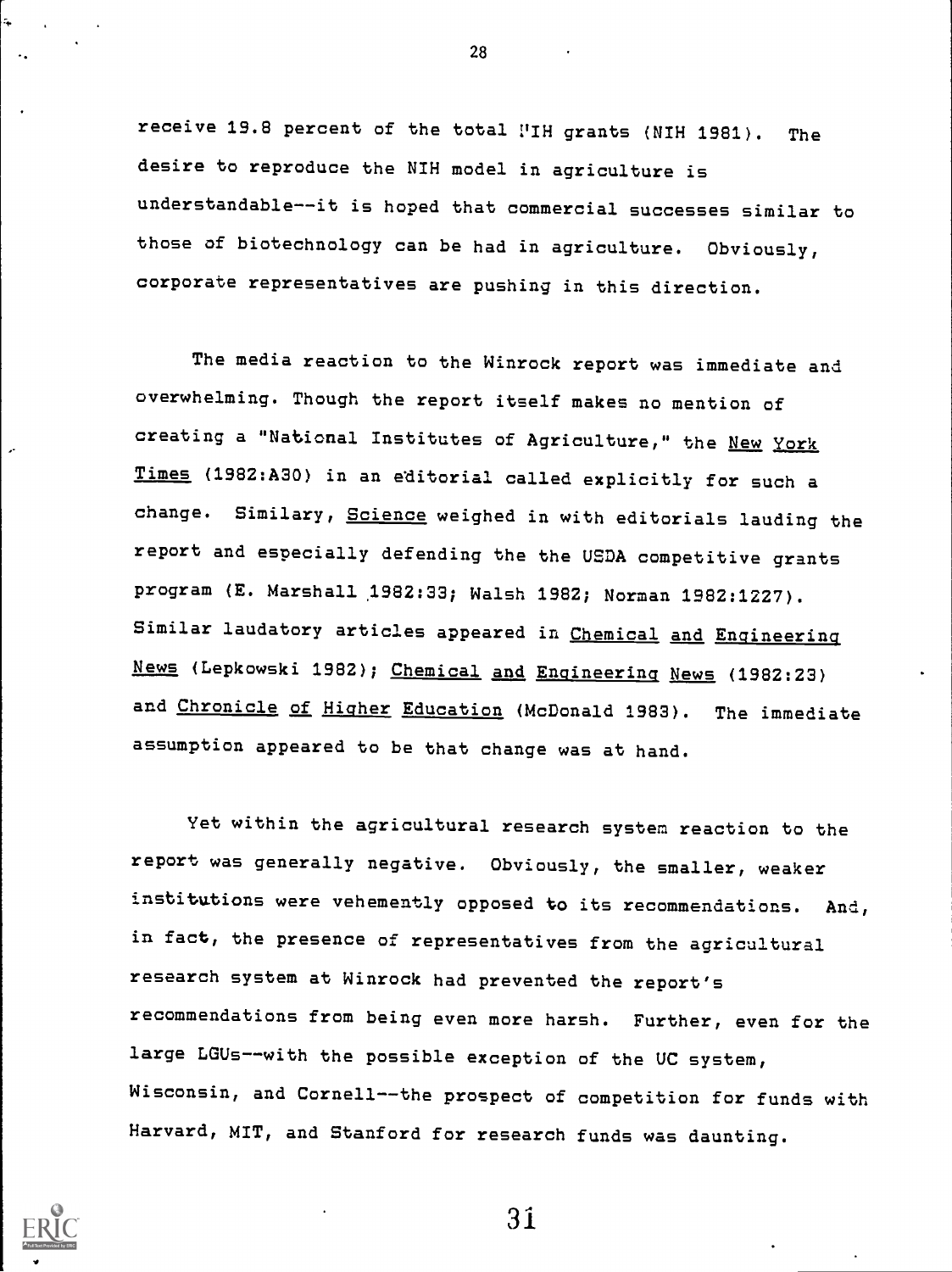receive 19.8 percent of the total NIH grants (NIH 1981). The desire to reproduce the NIH model in agriculture is understandable--it is hoped that commercial successes similar to those of biotechnology can be had in agriculture. Obviously, corporate representatives are pushing in this direction.

The media reaction to the Winrock report was immediate and overwhelming. Though the report itself makes no mention of creating a "National Institutes of Agriculture," the New York Times (1982:A30) in an editorial called explicitly for such a change. Similary, Science weighed in with editorials lauding the report and especially defending the the USDA competitive grants program (E. Marshall 1982:33; Walsh 1982; Norman 1982:1227). Similar laudatory articles appeared in Chemical and Engineering News (Lepkowski 1982); Chemical and Engineering News (1982:23) and Chronicle of Higher Education (McDonald 1983). The immediate assumption appeared to be that change was at hand.

Yet within the agricultural research system reaction to the report was generally negative. Obviously, the smaller, weaker institutions were vehemently opposed to its recommendations. And, in fact, the presence of representatives from the agricultural research system at Winrock had prevented the report's recommendations from being even more harsh. Further, even for the large LGUs--with the possible exception of the UC system, Wisconsin, and Cornell--the prospect of competition for funds with Harvard, MIT, and Stanford for research funds was daunting.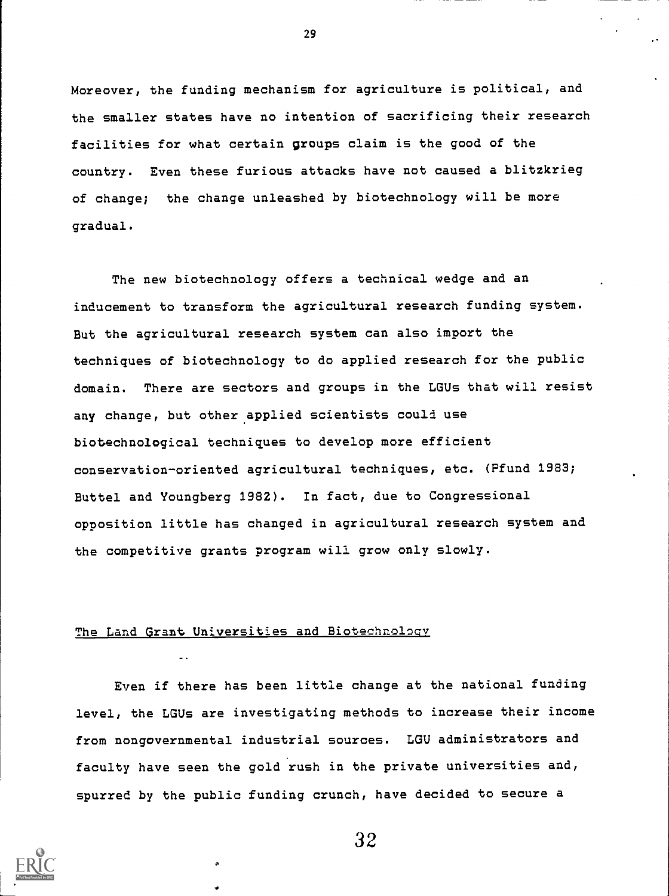Moreover, the funding mechanism for agriculture is political, and the smaller states have no intention of sacrificing their research facilities for what certain groups claim is the good of the country. Even these furious attacks have not caused a blitzkrieg of change; the change unleashed by biotechnology will be more gradual.

The new biotechnology offers a technical wedge and an inducement to transform the agricultural research funding system. But the agricultural research system can also import the techniques of biotechnology to do applied research for the public domain. There are sectors and groups in the LGUs that will resist any change, but other applied scientists could use biotechnological techniques to develop more efficient conservation-oriented agricultural techniques, etc. (Pfund 1983; Buttel and Youngberg 1982). In fact, due to Congressional opposition little has changed in agricultural research system and the competitive grants program will grow only slowly.

## The Land Grant Universities and Biotechnology

Even if there has been little change at the national funding level, the LGUs are investigating methods to increase their income from nongovernmental industrial sources. LGU administrators and faculty have seen the gold rush in the private universities and, spurred by the public funding crunch, have decided to secure a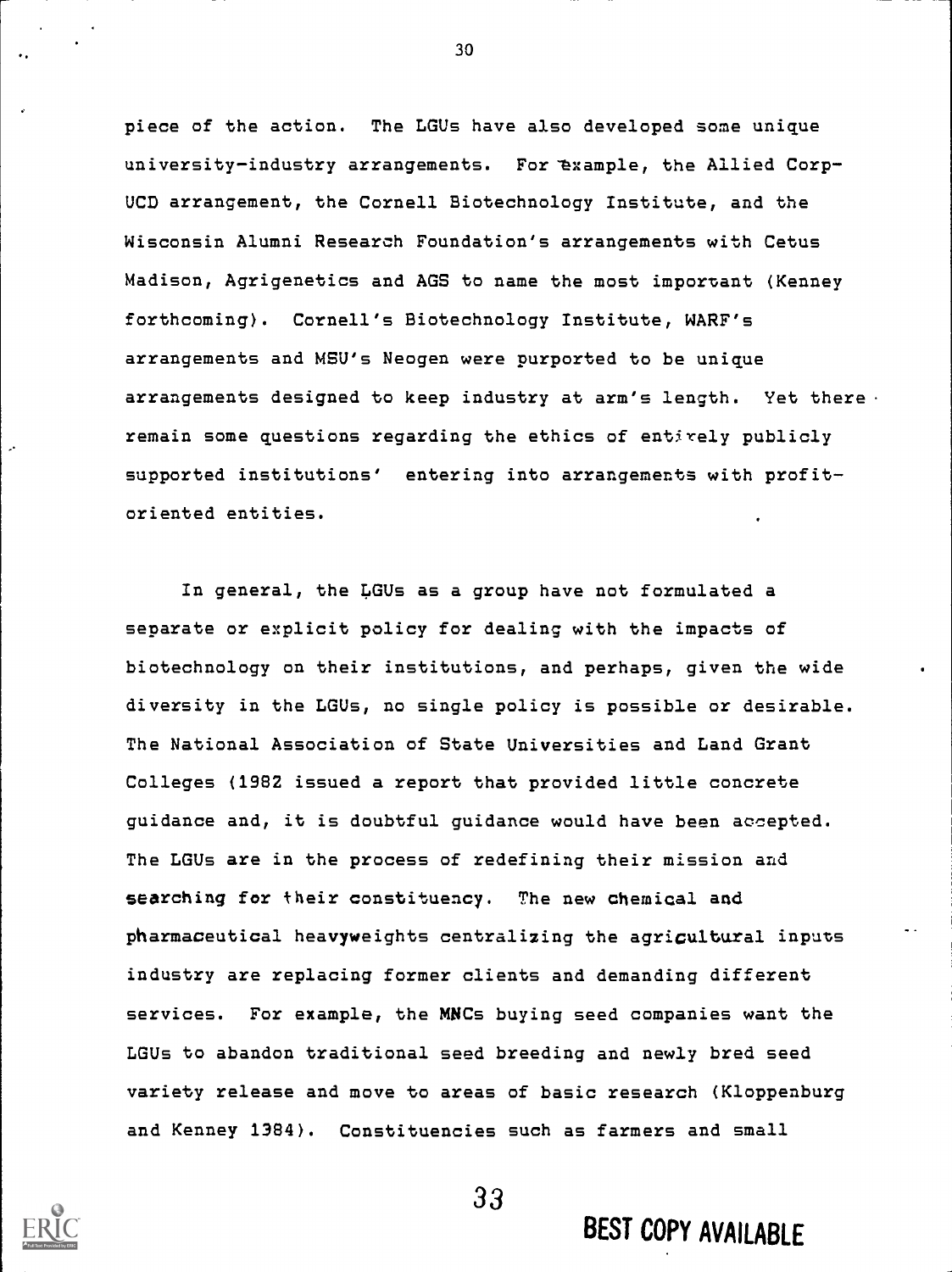piece of the action. The LGUs have also developed some unique university-industry arrangements. For example, the Allied Corp-UCD arrangement, the Cornell Biotechnology Institute, and the Wisconsin Alumni Research Foundation's arrangements with Cetus Madison, Agrigenetics and AGS to name the most important (Kenney forthcoming). Cornell's Biotechnology Institute, WARF's arrangements and MSU's Neogen were purported to be unique arrangements designed to keep industry at arm's length. Yet there remain some questions regarding the ethics of entirely publicly supported institutions' entering into arrangements with profit-oriented entities.

In general, the LGUs as a group have not formulated a separate or explicit policy for dealing with the impacts of biotechnology on their institutions, and perhaps, given the wide diversity in the LGUs, no single policy is possible or desirable. The National Association of State Universities and Land Grant Colleges (1982 issued a report that provided little concrete guidance and, it is doubtful guidance would have been accepted. The LGUs are in the process of redefining their mission and searching for their constituency. The new chemical and pharmaceutical heavyweights centralizing the agricultural inputs industry are replacing former clients and demanding different services. For example, the MNCs buying seed companies want the LGUs to abandon traditional seed breeding and newly bred seed variety release and move to areas of basic research (Kloppenburg and Kenney 1984). Constituencies such as farmers and small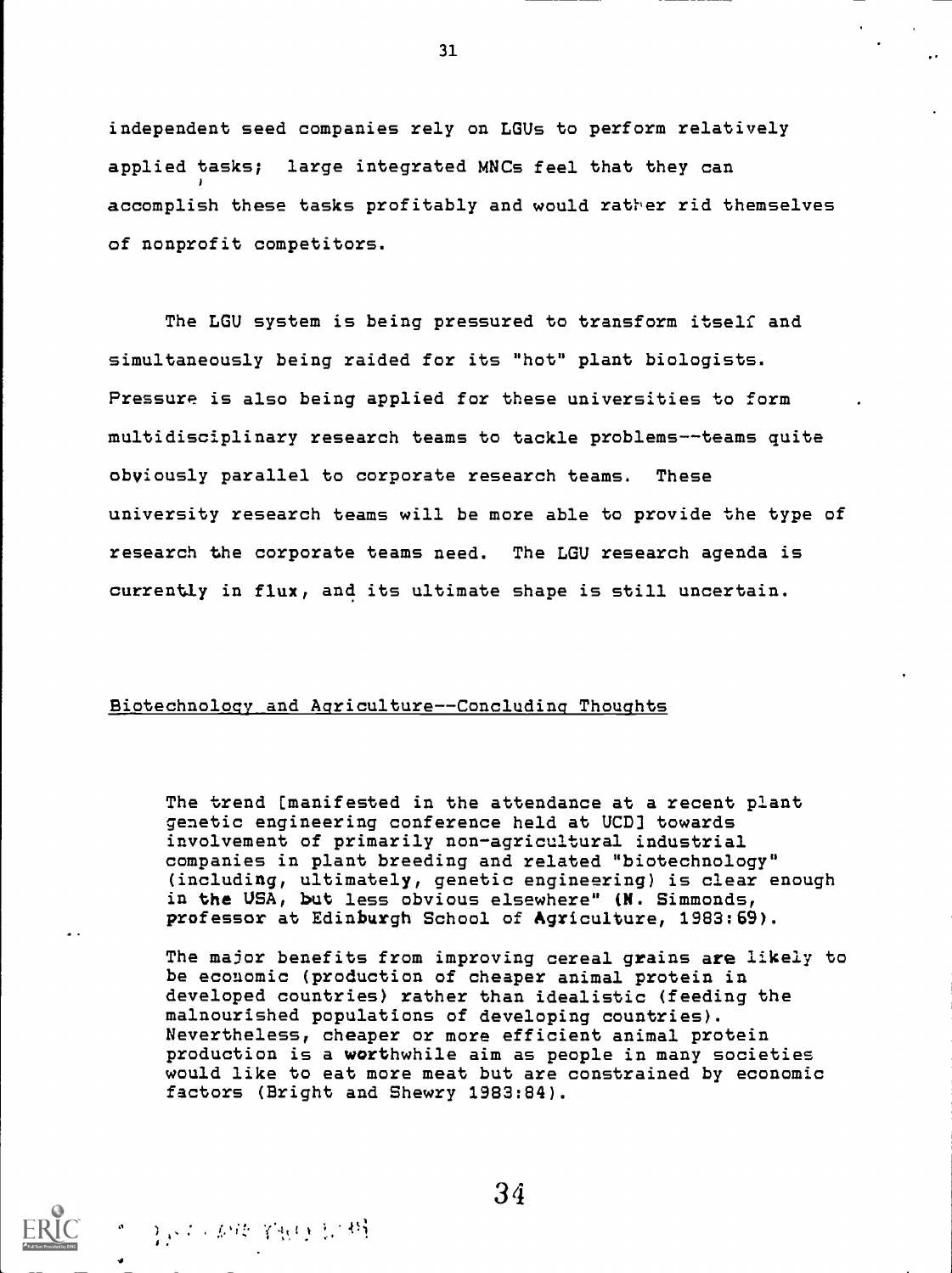independent seed companies rely on LGUs to perform relatively applied tasks; large integrated MNCs feel that they can accomplish these tasks profitably and would rather rid themselves of nonprofit competitors.

The LGU system is being pressured to transform itself and simultaneously being raided for its "hot" plant biologists. Pressure is also being applied for these universities to form multidisciplinary research teams to tackle problems--teams quite obviously parallel to corporate research teams. These university research teams will be more able to provide the type of research the corporate teams need. The LGU research agenda is currently in flux, and its ultimate shape is still uncertain.

## Biotechnology and Agriculture--Concluding Thoughts

> The trend [manifested in the attendance at a recent plant genetic engineering conference held at UCD] towards involvement of primarily non-agricultural industrial companies in plant breeding and related "biotechnology" (including, ultimately, genetic engineering) is clear enough in the USA, but less obvious elsewhere" (N. Simmonds, professor at Edinburgh School of Agriculture, 1983:69).

> The major benefits from improving cereal grains are likely to be economic (production of cheaper animal protein in developed countries) rather than idealistic (feeding the malnourished populations of developing countries). Nevertheless, cheaper or more efficient animal protein production is a worthwhile aim as people in many societies would like to eat more meat but are constrained by economic factors (Bright and Shewry 1983:84).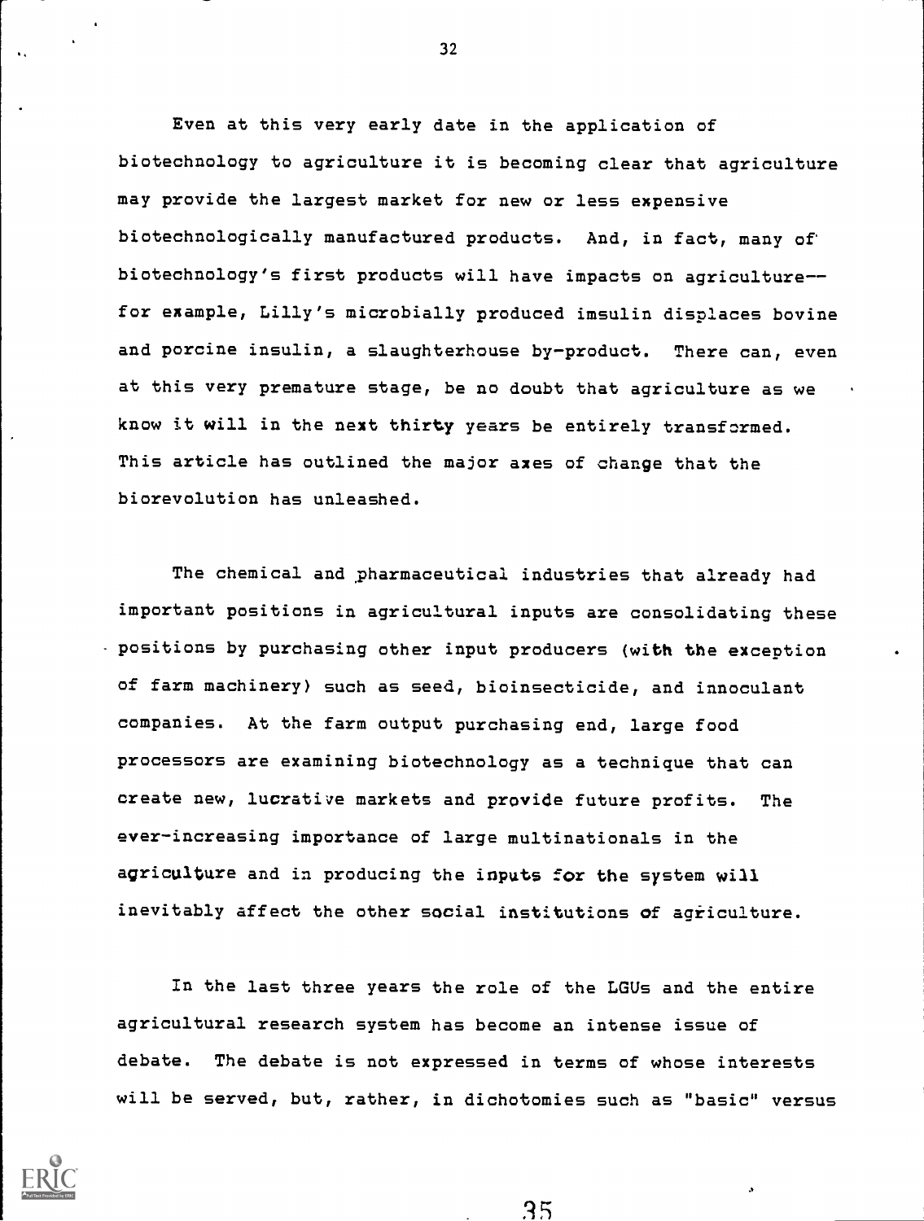Even at this very early date in the application of biotechnology to agriculture it is becoming clear that agriculture may provide the largest market for new or less expensive biotechnologically manufactured products. And, in fact, many of biotechnology's first products will have impacts on agriculture--for example, Lilly's microbially produced insulin displaces bovine and porcine insulin, a slaughterhouse by-product. There can, even at this very premature stage, be no doubt that agriculture as we know it will in the next thirty years be entirely transformed. This article has outlined the major axes of change that the biorevolution has unleashed.

The chemical and pharmaceutical industries that already had important positions in agricultural inputs are consolidating these positions by purchasing other input producers (with the exception of farm machinery) such as seed, bioinsecticide, and innoculant companies. At the farm output purchasing end, large food processors are examining biotechnology as a technique that can create new, lucrative markets and provide future profits. The ever-increasing importance of large multinationals in the agriculture and in producing the inputs for the system will inevitably affect the other social institutions of agriculture.

In the last three years the role of the LGUs and the entire agricultural research system has become an intense issue of debate. The debate is not expressed in terms of whose interests will be served, but, rather, in dichotomies such as "basic" versus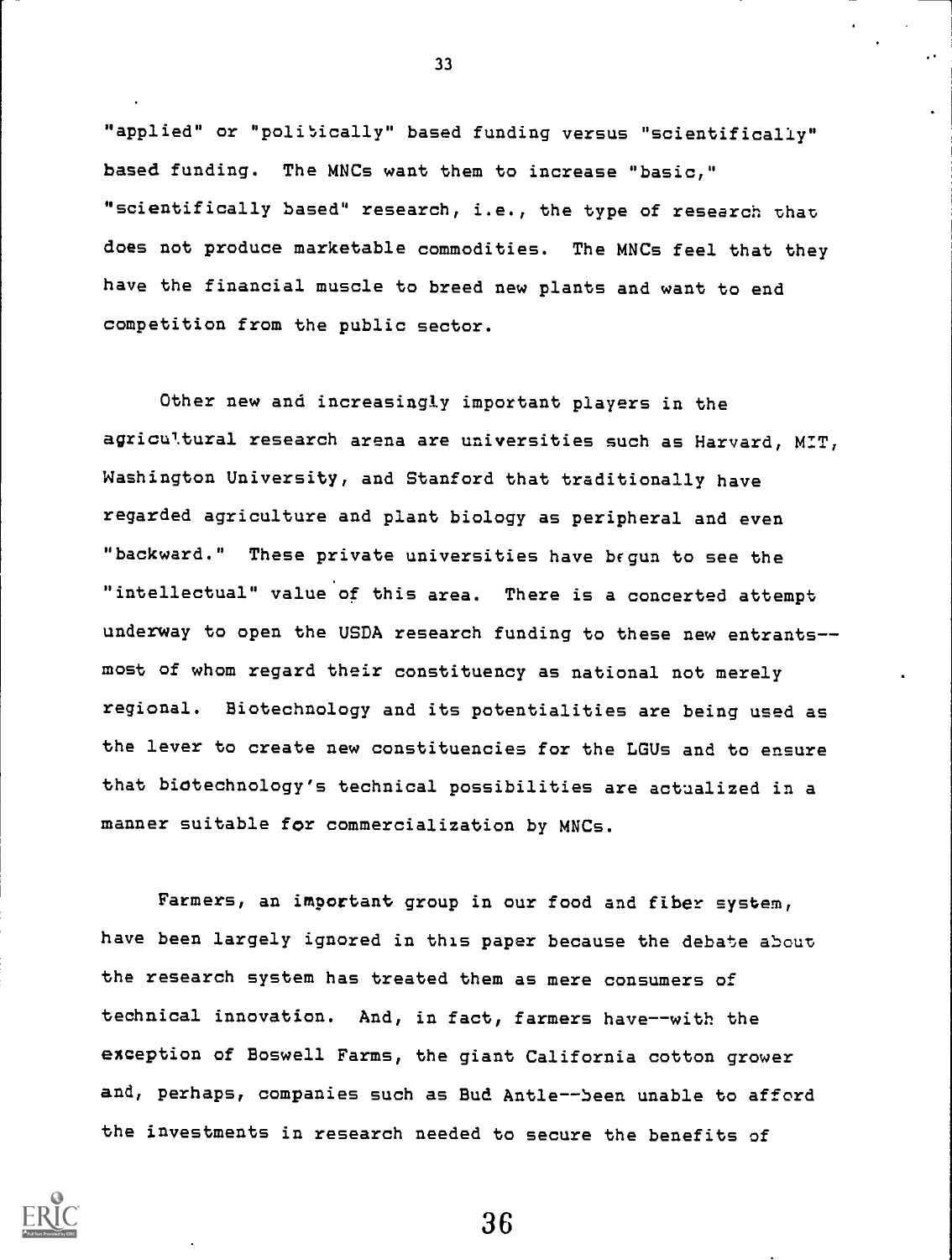"applied" or "politically" based funding versus "scientifically" based funding. The MNCs want them to increase "basic," "scientifically based" research, i.e., the type of research that does not produce marketable commodities. The MNCs feel that they have the financial muscle to breed new plants and want to end competition from the public sector.

Other new and increasingly important players in the agricultural research arena are universities such as Harvard, MIT, Washington University, and Stanford that traditionally have regarded agriculture and plant biology as peripheral and even "backward." These private universities have begun to see the "intellectual" value of this area. There is a concerted attempt underway to open the USDA research funding to these new entrants--most of whom regard their constituency as national not merely regional. Biotechnology and its potentialities are being used as the lever to create new constituencies for the LGUs and to ensure that biotechnology's technical possibilities are actualized in a manner suitable for commercialization by MNCs.

Farmers, an important group in our food and fiber system, have been largely ignored in this paper because the debate about the research system has treated them as mere consumers of technical innovation. And, in fact, farmers have--with the exception of Boswell Farms, the giant California cotton grower and, perhaps, companies such as Bud Antle--been unable to afford the investments in research needed to secure the benefits of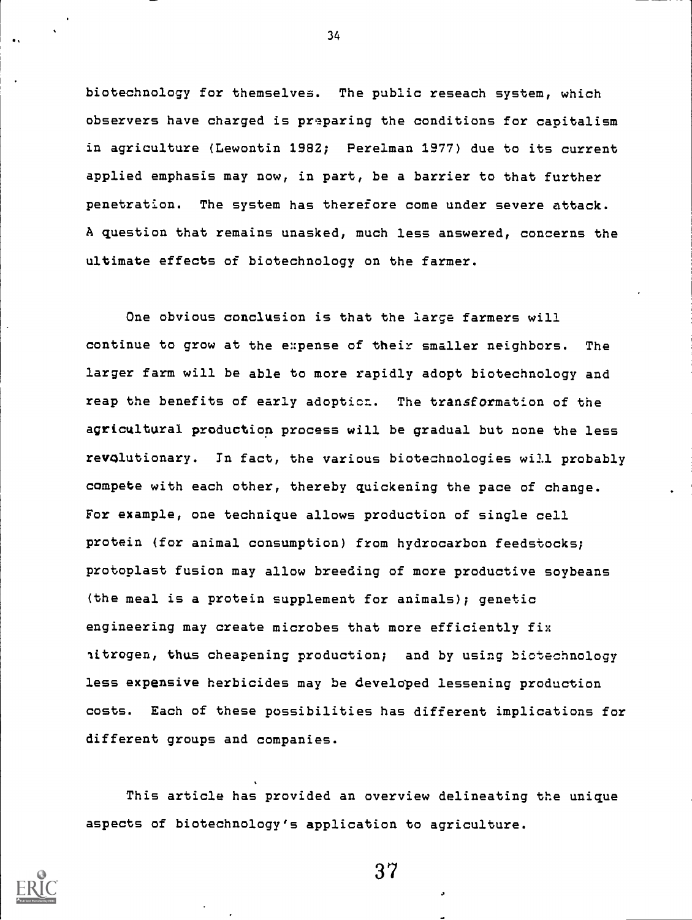biotechnology for themselves. The public reseach system, which observers have charged is preparing the conditions for capitalism in agriculture (Lewontin 1982; Perelman 1977) due to its current applied emphasis may now, in part, be a barrier to that further penetration. The system has therefore come under severe attack. A question that remains unasked, much less answered, concerns the ultimate effects of biotechnology on the farmer.

One obvious conclusion is that the large farmers will continue to grow at the expense of their smaller neighbors. The larger farm will be able to more rapidly adopt biotechnology and reap the benefits of early adoption. The transformation of the agricultural production process will be gradual but none the less revolutionary. In fact, the various biotechnologies will probably compete with each other, thereby quickening the pace of change. For example, one technique allows production of single cell protein (for animal consumption) from hydrocarbon feedstocks; protoplast fusion may allow breeding of more productive soybeans (the meal is a protein supplement for animals); genetic engineering may create microbes that more efficiently fix nitrogen, thus cheapening production; and by using biotechnology less expensive herbicides may be developed lessening production costs. Each of these possibilities has different implications for different groups and companies.

This article has provided an overview delineating the unique aspects of biotechnology's application to agriculture.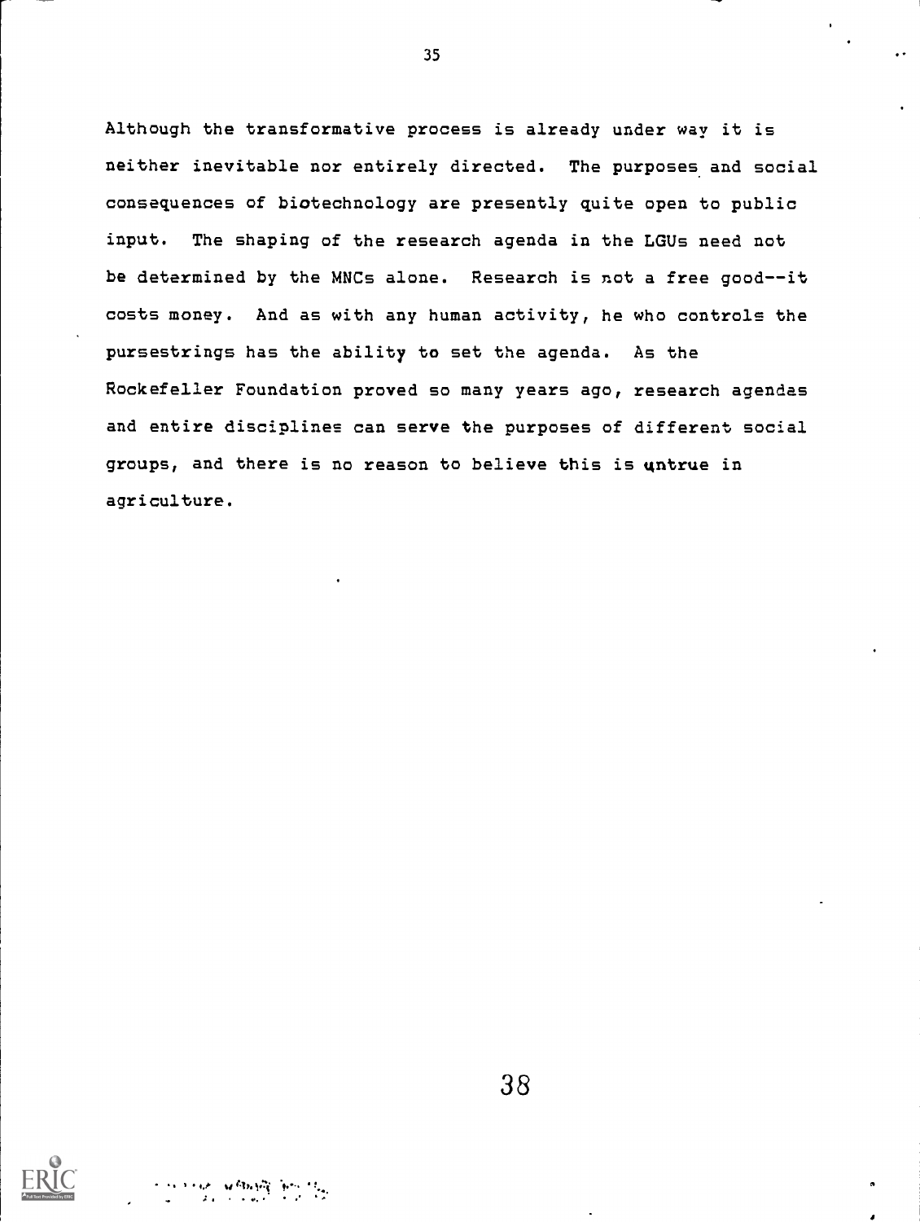Although the transformative process is already under way it is neither inevitable nor entirely directed. The purposes and social consequences of biotechnology are presently quite open to public input. The shaping of the research agenda in the LGUs need not be determined by the MNCs alone. Research is not a free good--it costs money. And as with any human activity, he who controls the pursestrings has the ability to set the agenda. As the Rockefeller Foundation proved so many years ago, research agendas and entire disciplines can serve the purposes of different social groups, and there is no reason to believe this is untrue in agriculture.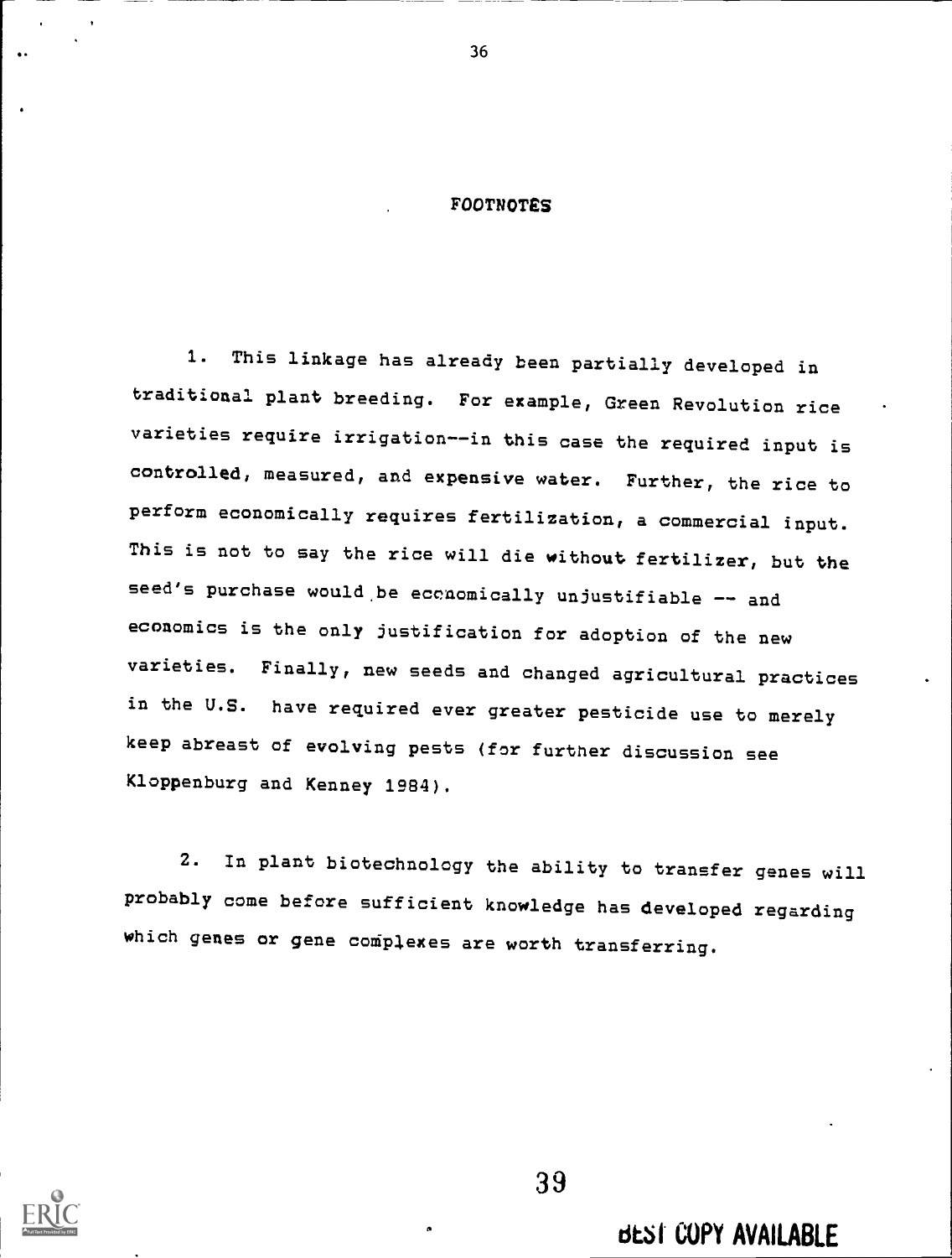## FOOTNOTES

1. This linkage has already been partially developed in traditional plant breeding. For example, Green Revolution rice varieties require irrigation--in this case the required input is controlled, measured, and expensive water. Further, the rice to perform economically requires fertilization, a commercial input. This is not to say the rice will die without fertilizer, but the seed's purchase would be economically unjustifiable -- and economics is the only justification for adoption of the new varieties. Finally, new seeds and changed agricultural practices in the U.S. have required ever greater pesticide use to merely keep abreast of evolving pests (for further discussion see Kloppenburg and Kenney 1984).

2. In plant biotechnology the ability to transfer genes will probably come before sufficient knowledge has developed regarding which genes or gene complexes are worth transferring.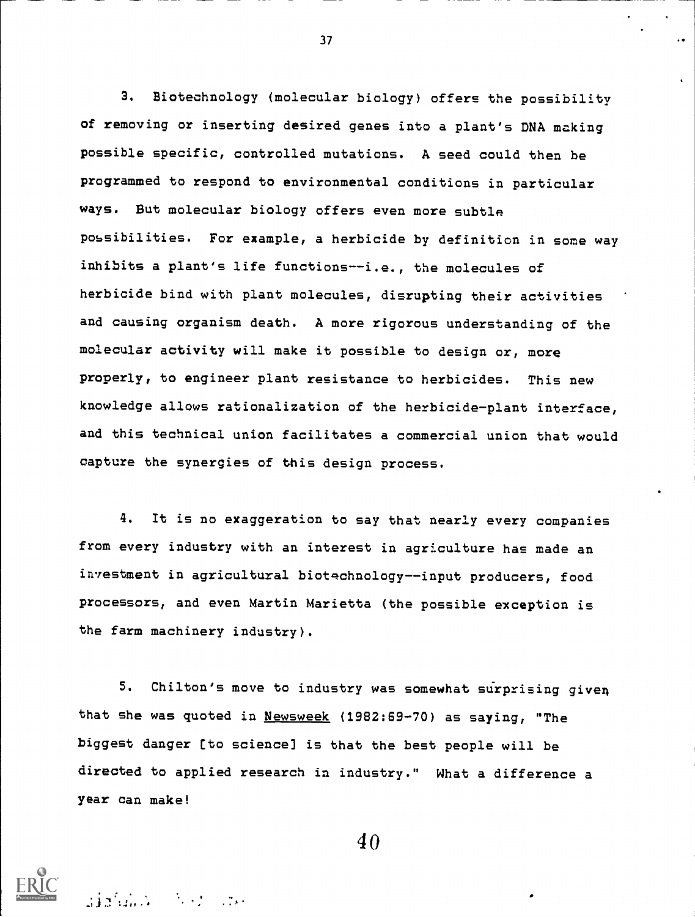3. Biotechnology (molecular biology) offers the possibility of removing or inserting desired genes into a plant's DNA making possible specific, controlled mutations. A seed could then be programmed to respond to environmental conditions in particular ways. But molecular biology offers even more subtle possibilities. For example, a herbicide by definition in some way inhibits a plant's life functions--i.e., the molecules of herbicide bind with plant molecules, disrupting their activities and causing organism death. A more rigorous understanding of the molecular activity will make it possible to design or, more properly, to engineer plant resistance to herbicides. This new knowledge allows rationalization of the herbicide-plant interface, and this technical union facilitates a commercial union that would capture the synergies of this design process.

4. It is no exaggeration to say that nearly every companies from every industry with an interest in agriculture has made an investment in agricultural biotechnology--input producers, food processors, and even Martin Marietta (the possible exception is the farm machinery industry).

5. Chilton's move to industry was somewhat surprising given that she was quoted in <u>Newsweek</u> (1982:69-70) as saying, "The biggest danger [to science] is that the best people will be directed to applied research in industry." What a difference a year can make!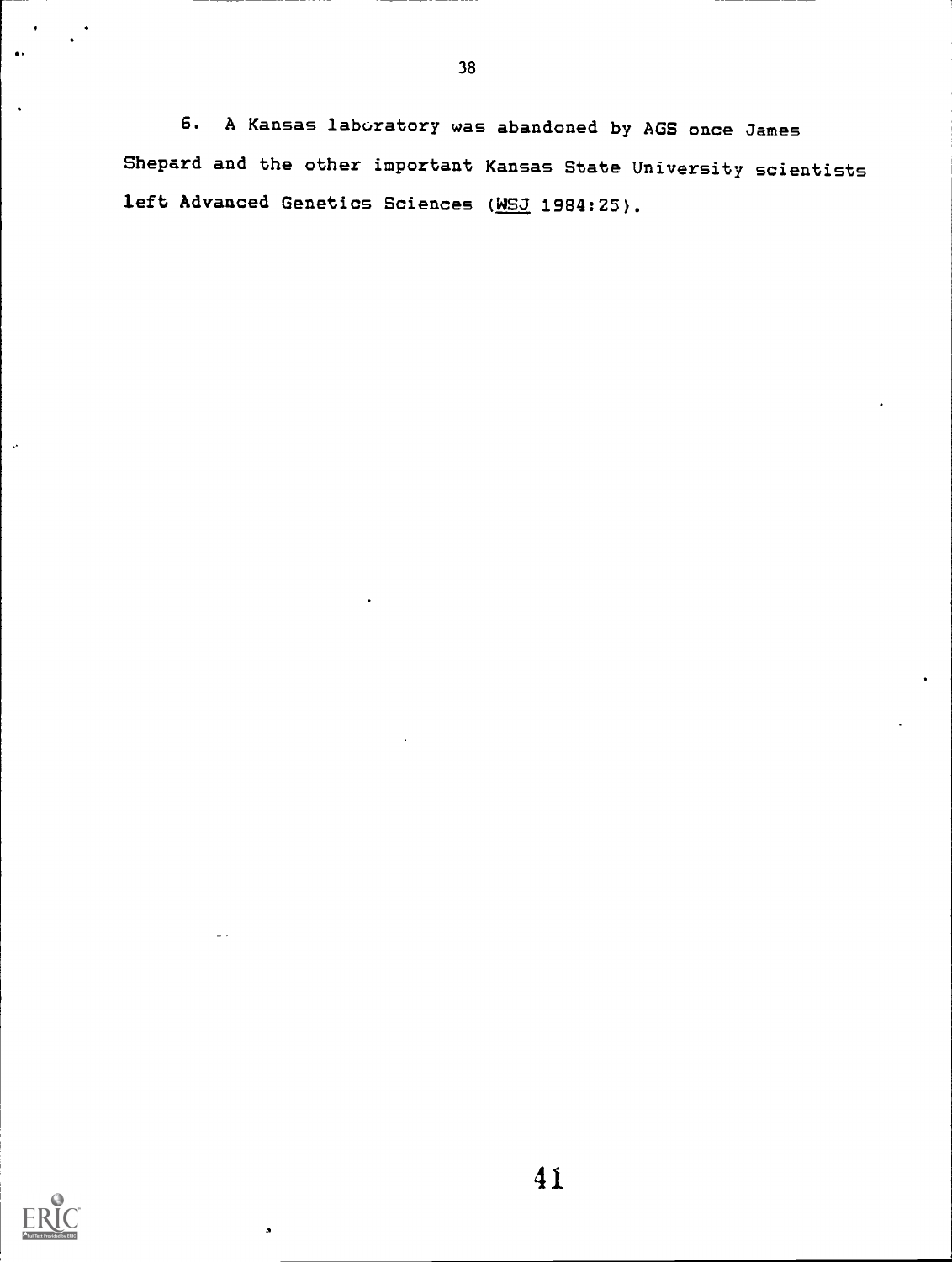6. A Kansas laboratory was abandoned by AGS once James Shepard and the other important Kansas State University scientists left Advanced Genetics Sciences (<u>WSJ</u> 1984:25).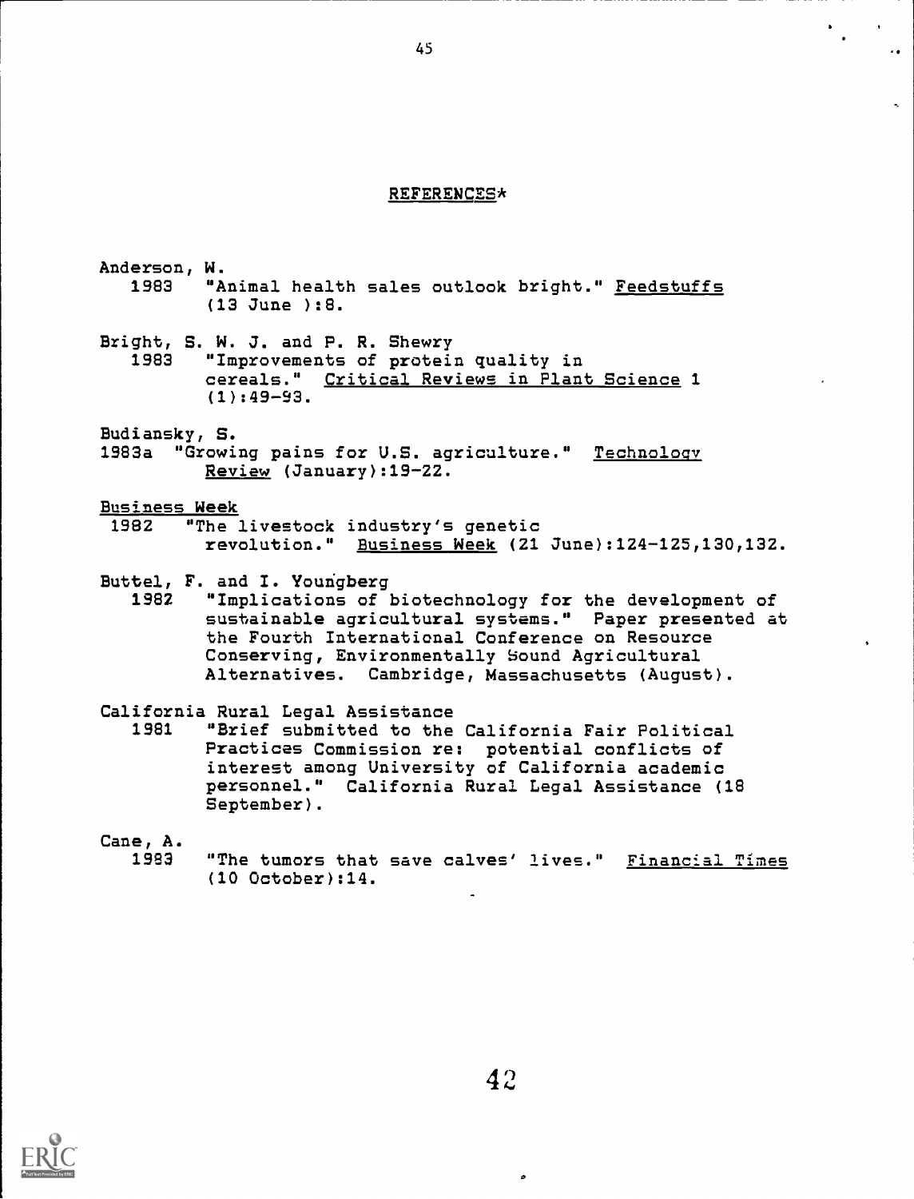## REFERENCES*

Anderson, W.
1983 "Animal health sales outlook bright." Feedstuffs (13 June ):8.

Bright, S. W. J. and P. R. Shewry
1983 "Improvements of protein quality in cereals." Critical Reviews in Plant Science 1 (1):49-93.

Budiansky, S.
1983a "Growing pains for U.S. agriculture." Technology Review (January):19-22.

Business Week
1982 "The livestock industry's genetic revolution." Business Week (21 June):124-125,130,132.

Buttel, F. and I. Youngberg
1982 "Implications of biotechnology for the development of sustainable agricultural systems." Paper presented at the Fourth International Conference on Resource Conserving, Environmentally Sound Agricultural Alternatives. Cambridge, Massachusetts (August).

California Rural Legal Assistance
1981 "Brief submitted to the California Fair Political Practices Commission re: potential conflicts of interest among University of California academic personnel." California Rural Legal Assistance (18 September).

Cane, A.
1983 "The tumors that save calves' lives." Financial Times (10 October):14.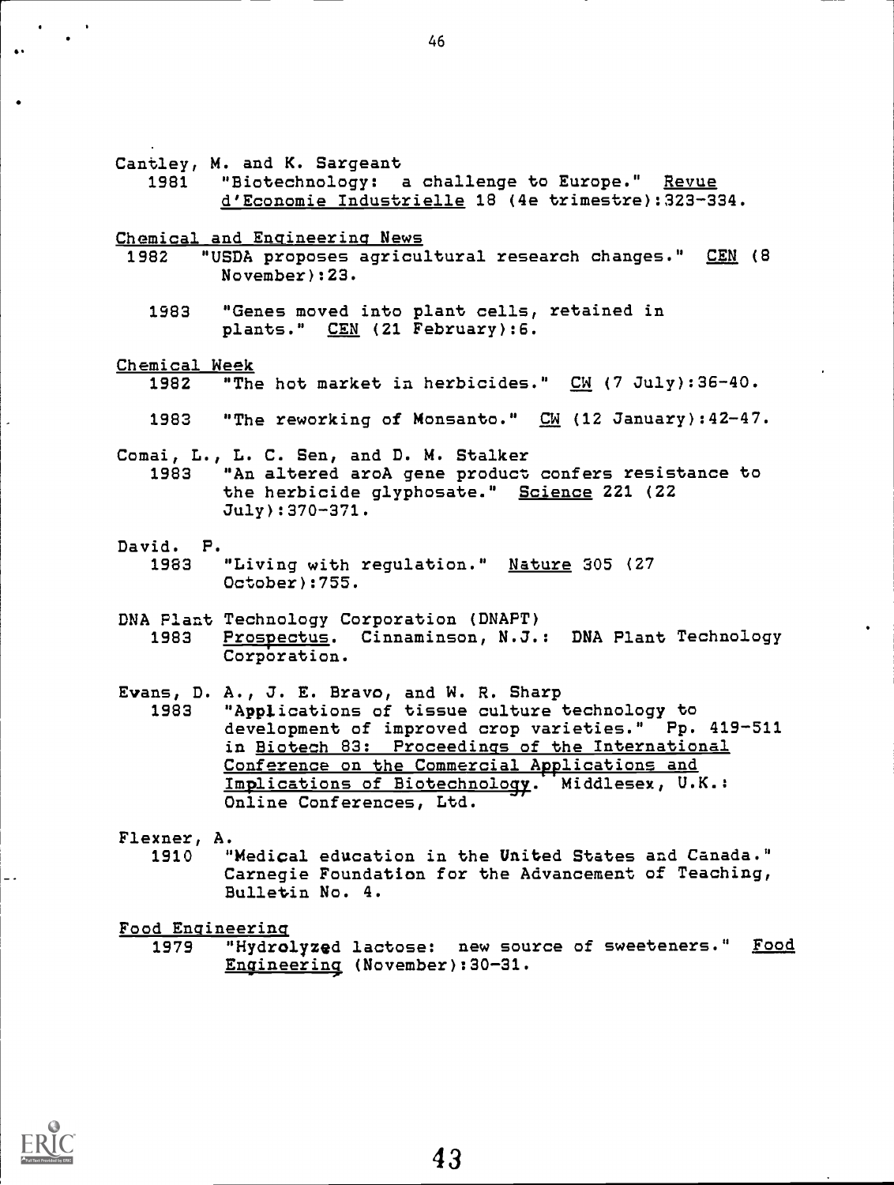Cantley, M. and K. Sargeant
1981 "Biotechnology: a challenge to Europe." Revue d'Economie Industrielle 18 (4e trimestre):323-334.

Chemical and Engineering News
1982 "USDA proposes agricultural research changes." CEN (8 November):23.

1983 "Genes moved into plant cells, retained in plants." CEN (21 February):6.

Chemical Week
1982 "The hot market in herbicides." CW (7 July):36-40.

1983 "The reworking of Monsanto." CW (12 January):42-47.

Comai, L., L. C. Sen, and D. M. Stalker
1983 "An altered aroA gene product confers resistance to the herbicide glyphosate." Science 221 (22 July):370-371.

David. P.
1983 "Living with regulation." Nature 305 (27 October):755.

DNA Plant Technology Corporation (DNAPT)
1983 Prospectus. Cinnaminson, N.J.: DNA Plant Technology Corporation.

Evans, D. A., J. E. Bravo, and W. R. Sharp
1983 "Applications of tissue culture technology to development of improved crop varieties." Pp. 419-511 in Biotech 83: Proceedings of the International Conference on the Commercial Applications and Implications of Biotechnology. Middlesex, U.K.: Online Conferences, Ltd.

Flexner, A.
1910 "Medical education in the United States and Canada." Carnegie Foundation for the Advancement of Teaching, Bulletin No. 4.

Food Engineering
1979 "Hydrolyzed lactose: new source of sweeteners." Food Engineering (November):30-31.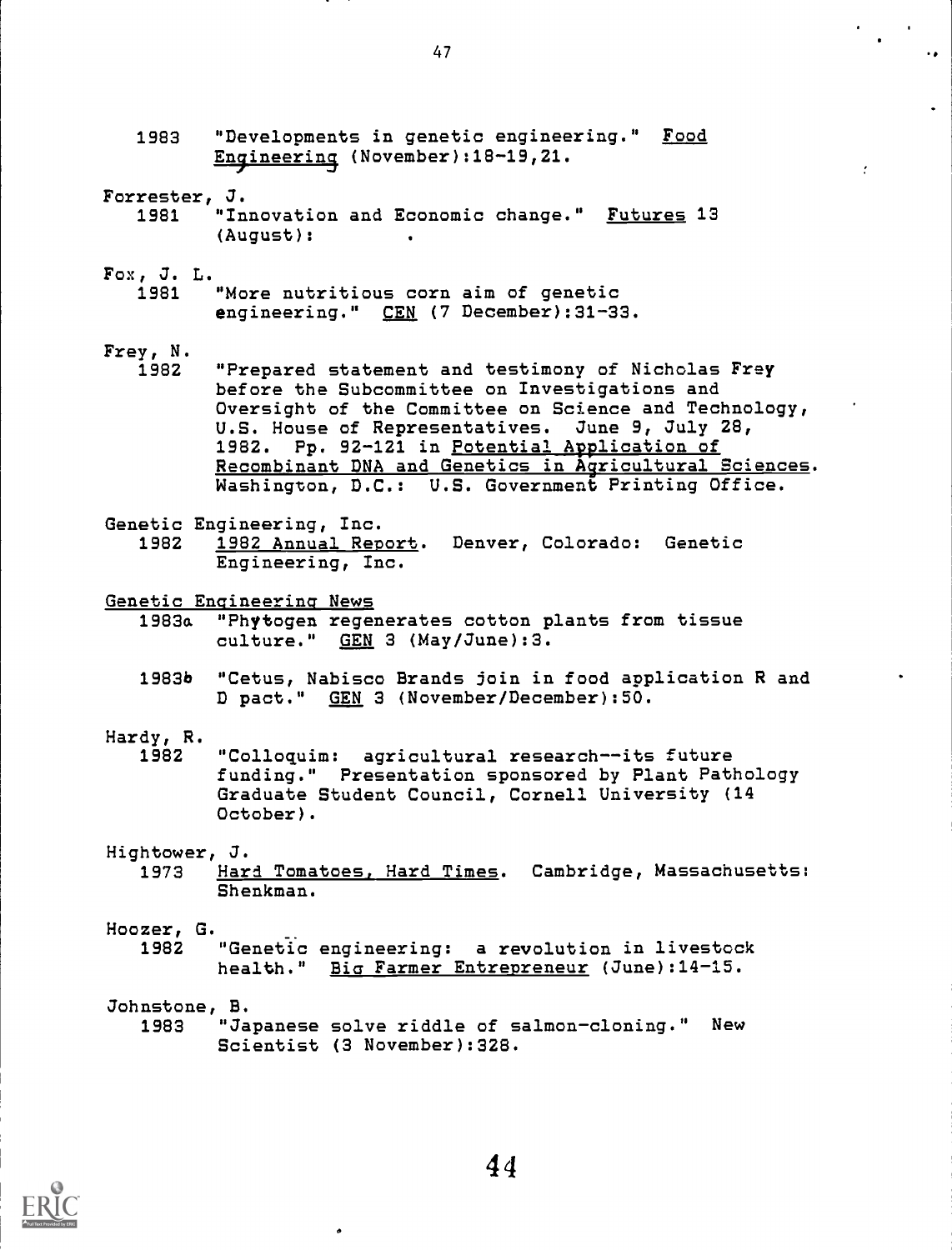1983 "Developments in genetic engineering." Food Engineering (November):18-19,21.

Forrester, J.
   1981 "Innovation and Economic change." Futures 13 (August):

Fox, J. L.
   1981 "More nutritious corn aim of genetic engineering." CEN (7 December):31-33.

Frey, N.
   1982 "Prepared statement and testimony of Nicholas Frey before the Subcommittee on Investigations and Oversight of the Committee on Science and Technology, U.S. House of Representatives. June 9, July 28, 1982. Pp. 92-121 in Potential Application of Recombinant DNA and Genetics in Agricultural Sciences. Washington, D.C.: U.S. Government Printing Office.

Genetic Engineering, Inc.
   1982 1982 Annual Report. Denver, Colorado: Genetic Engineering, Inc.

Genetic Engineering News
   1983a "Phytogen regenerates cotton plants from tissue culture." GEN 3 (May/June):3.

   1983b "Cetus, Nabisco Brands join in food application R and D pact." GEN 3 (November/December):50.

Hardy, R.
   1982 "Colloquim: agricultural research--its future funding." Presentation sponsored by Plant Pathology Graduate Student Council, Cornell University (14 October).

Hightower, J.
   1973 Hard Tomatoes, Hard Times. Cambridge, Massachusetts: Shenkman.

Hoozer, G.
   1982 "Genetic engineering: a revolution in livestock health." Big Farmer Entrepreneur (June):14-15.

Johnstone, B.
   1983 "Japanese solve riddle of salmon-cloning." New Scientist (3 November):328.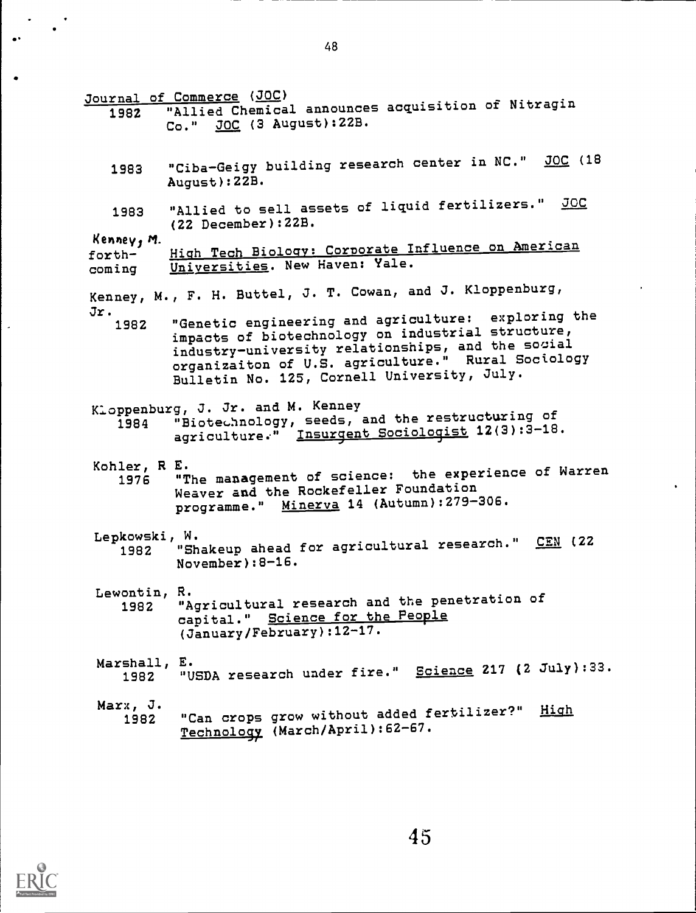Journal of Commerce (JOC)

1982 "Allied Chemical announces acquisition of Nitragin Co." JOC (3 August):22B.

1983 "Ciba-Geigy building research center in NC." JOC (18 August):22B.

1983 "Allied to sell assets of liquid fertilizers." JOC (22 December):22B.

Kenney, M.

forthcoming High Tech Biology: Corporate Influence on American Universities. New Haven: Yale.

Kenney, M., F. H. Buttel, J. T. Cowan, and J. Kloppenburg, Jr.

1982 "Genetic engineering and agriculture: exploring the impacts of biotechnology on industrial structure, industry-university relationships, and the social organizaiton of U.S. agriculture." Rural Sociology Bulletin No. 125, Cornell University, July.

Kloppenburg, J. Jr. and M. Kenney

1984 "Biotechnology, seeds, and the restructuring of agriculture." Insurgent Sociologist 12(3):3-18.

Kohler, R E.

1976 "The management of science: the experience of Warren Weaver and the Rockefeller Foundation programme." Minerva 14 (Autumn):279-306.

Lepkowski, W.

1982 "Shakeup ahead for agricultural research." CEN (22 November):8-16.

Lewontin, R.

1982 "Agricultural research and the penetration of capital." Science for the People (January/February):12-17.

Marshall, E.

1982 "USDA research under fire." Science 217 (2 July):33.

Marx, J.

1982 "Can crops grow without added fertilizer?" High Technology (March/April):62-67.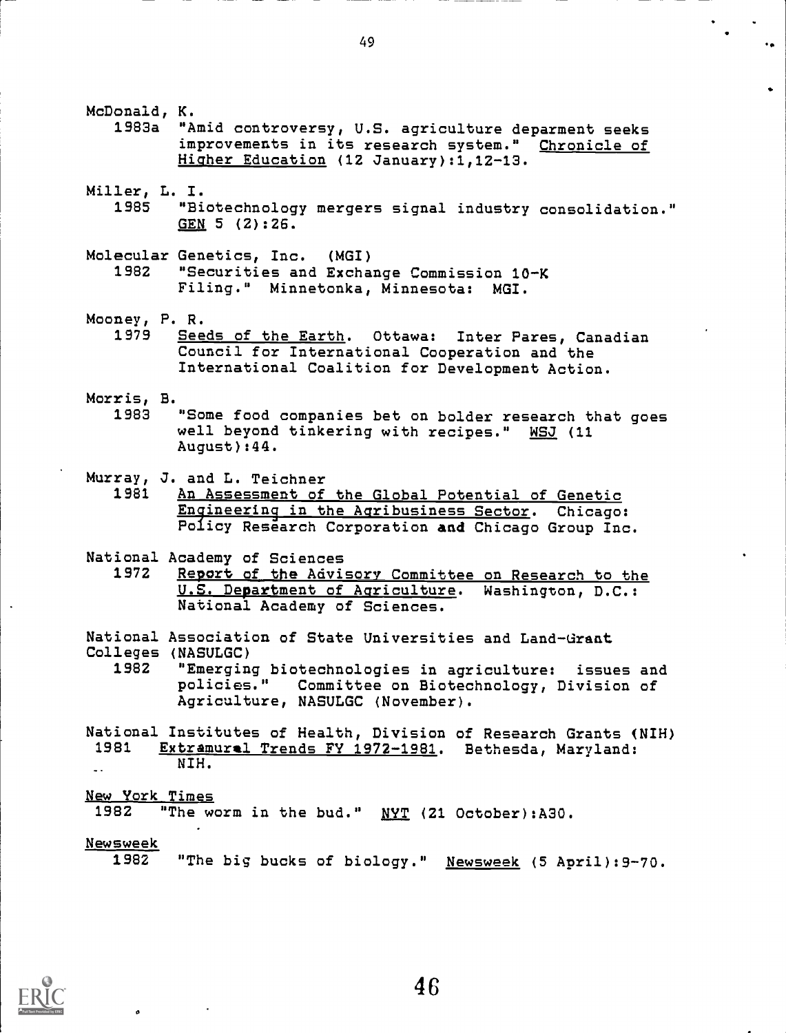McDonald, K.

1983a "Amid controversy, U.S. agriculture deparment seeks improvements in its research system." Chronicle of Higher Education (12 January):1,12-13.

Miller, L. I.

1985 "Biotechnology mergers signal industry consolidation." GEN 5 (2):26.

Molecular Genetics, Inc. (MGI)

1982 "Securities and Exchange Commission 10-K Filing." Minnetonka, Minnesota: MGI.

Mooney, P. R.

1979 Seeds of the Earth. Ottawa: Inter Pares, Canadian Council for International Cooperation and the International Coalition for Development Action.

Morris, B.

1983 "Some food companies bet on bolder research that goes well beyond tinkering with recipes." WSJ (11 August):44.

Murray, J. and L. Teichner

1981 An Assessment of the Global Potential of Genetic Engineering in the Agribusiness Sector. Chicago: Policy Research Corporation and Chicago Group Inc.

National Academy of Sciences

1972 Report of the Advisory Committee on Research to the U.S. Department of Agriculture. Washington, D.C.: National Academy of Sciences.

National Association of State Universities and Land-Grant Colleges (NASULGC)

1982 "Emerging biotechnologies in agriculture: issues and policies." Committee on Biotechnology, Division of Agriculture, NASULGC (November).

National Institutes of Health, Division of Research Grants (NIH)

1981 Extramural Trends FY 1972-1981. Bethesda, Maryland: NIH.

New York Times

1982 "The worm in the bud." NYT (21 October):A30.

Newsweek

1982 "The big bucks of biology." Newsweek (5 April):9-70.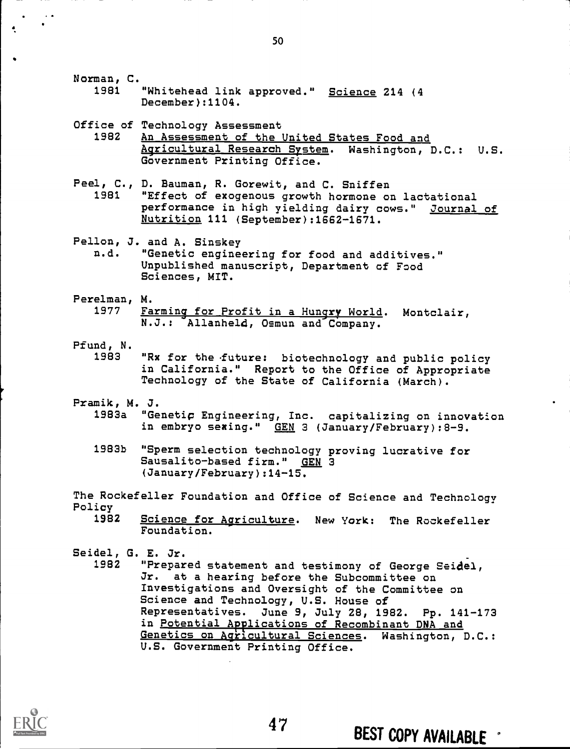Norman, C.
   1981   "Whitehead link approved." Science 214 (4 December):1104.

Office of Technology Assessment
   1982   An Assessment of the United States Food and Agricultural Research System. Washington, D.C.: U.S. Government Printing Office.

Peel, C., D. Bauman, R. Gorewit, and C. Sniffen
   1981   "Effect of exogenous growth hormone on lactational performance in high yielding dairy cows." Journal of Nutrition 111 (September):1662-1671.

Pellon, J. and A. Sinskey
   n.d.   "Genetic engineering for food and additives." Unpublished manuscript, Department of Food Sciences, MIT.

Perelman, M.
   1977   Farming for Profit in a Hungry World. Montclair, N.J.: Allanheld, Osmun and Company.

Pfund, N.
   1983   "Rx for the future: biotechnology and public policy in California." Report to the Office of Appropriate Technology of the State of California (March).

Pramik, M. J.
   1983a   "Genetic Engineering, Inc. capitalizing on innovation in embryo sexing." GEN 3 (January/February):8-9.

   1983b   "Sperm selection technology proving lucrative for Sausalito-based firm." GEN 3 (January/February):14-15.

The Rockefeller Foundation and Office of Science and Technology Policy
   1982   Science for Agriculture. New York: The Rockefeller Foundation.

Seidel, G. E. Jr.
   1982   "Prepared statement and testimony of George Seidel, Jr. at a hearing before the Subcommittee on Investigations and Oversight of the Committee on Science and Technology, U.S. House of Representatives. June 9, July 28, 1982. Pp. 141-173 in Potential Applications of Recombinant DNA and Genetics on Agricultural Sciences. Washington, D.C.: U.S. Government Printing Office.

BEST COPY AVAILABLE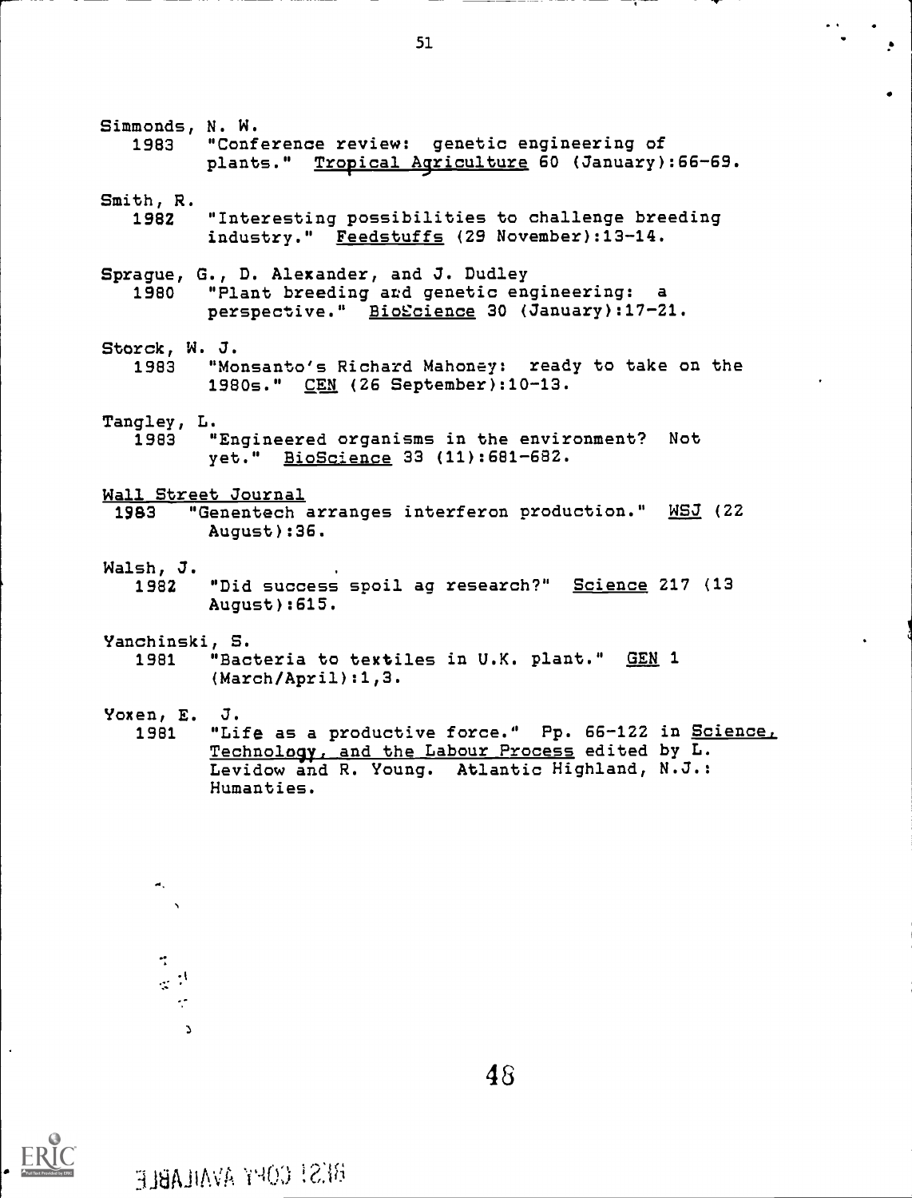Simmonds, N. W.
1983 "Conference review: genetic engineering of plants." Tropical Agriculture 60 (January):66-69.

Smith, R.
1982 "Interesting possibilities to challenge breeding industry." Feedstuffs (29 November):13-14.

Sprague, G., D. Alexander, and J. Dudley
1980 "Plant breeding and genetic engineering: a perspective." BioScience 30 (January):17-21.

Storck, W. J.
1983 "Monsanto's Richard Mahoney: ready to take on the 1980s." CEN (26 September):10-13.

Tangley, L.
1983 "Engineered organisms in the environment? Not yet." BioScience 33 (11):681-682.

Wall Street Journal
1983 "Genentech arranges interferon production." WSJ (22 August):36.

Walsh, J.
1982 "Did success spoil ag research?" Science 217 (13 August):615.

Yanchinski, S.
1981 "Bacteria to textiles in U.K. plant." GEN 1 (March/April):1,3.

Yoxen, E. J.
1981 "Life as a productive force." Pp. 66-122 in Science, Technology, and the Labour Process edited by L. Levidow and R. Young. Atlantic Highland, N.J.: Humanties.

BEST COPY AVAILABLE